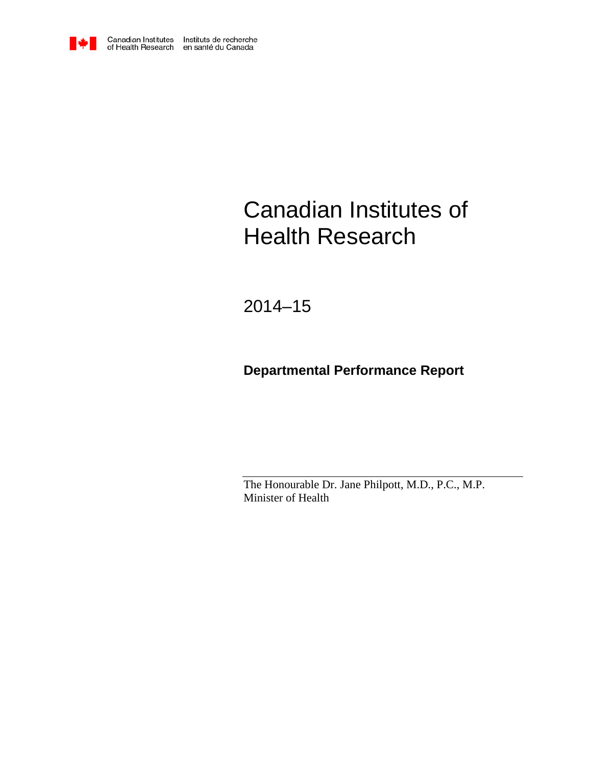Canadian Institutes of Health Research | Instituts de recherche en santé du Canada

# Canadian Institutes of Health Research

2014–15

**Departmental Performance Report**

---

The Honourable Dr. Jane Philpott, M.D., P.C., M.P.
Minister of Health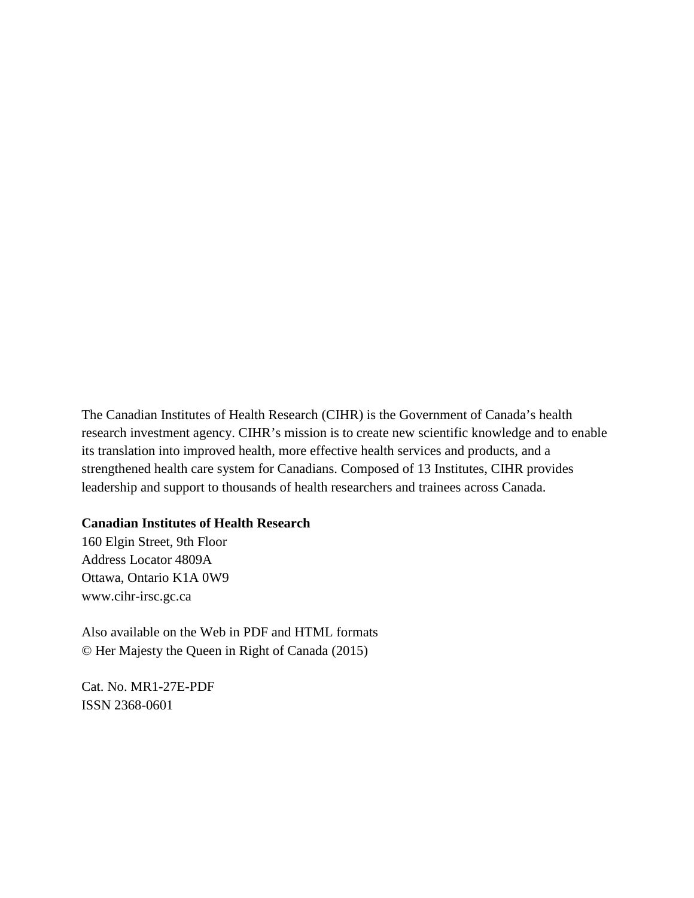The Canadian Institutes of Health Research (CIHR) is the Government of Canada's health research investment agency. CIHR's mission is to create new scientific knowledge and to enable its translation into improved health, more effective health services and products, and a strengthened health care system for Canadians. Composed of 13 Institutes, CIHR provides leadership and support to thousands of health researchers and trainees across Canada.

**Canadian Institutes of Health Research**
160 Elgin Street, 9th Floor
Address Locator 4809A
Ottawa, Ontario K1A 0W9
www.cihr-irsc.gc.ca

Also available on the Web in PDF and HTML formats
© Her Majesty the Queen in Right of Canada (2015)

Cat. No. MR1-27E-PDF
ISSN 2368-0601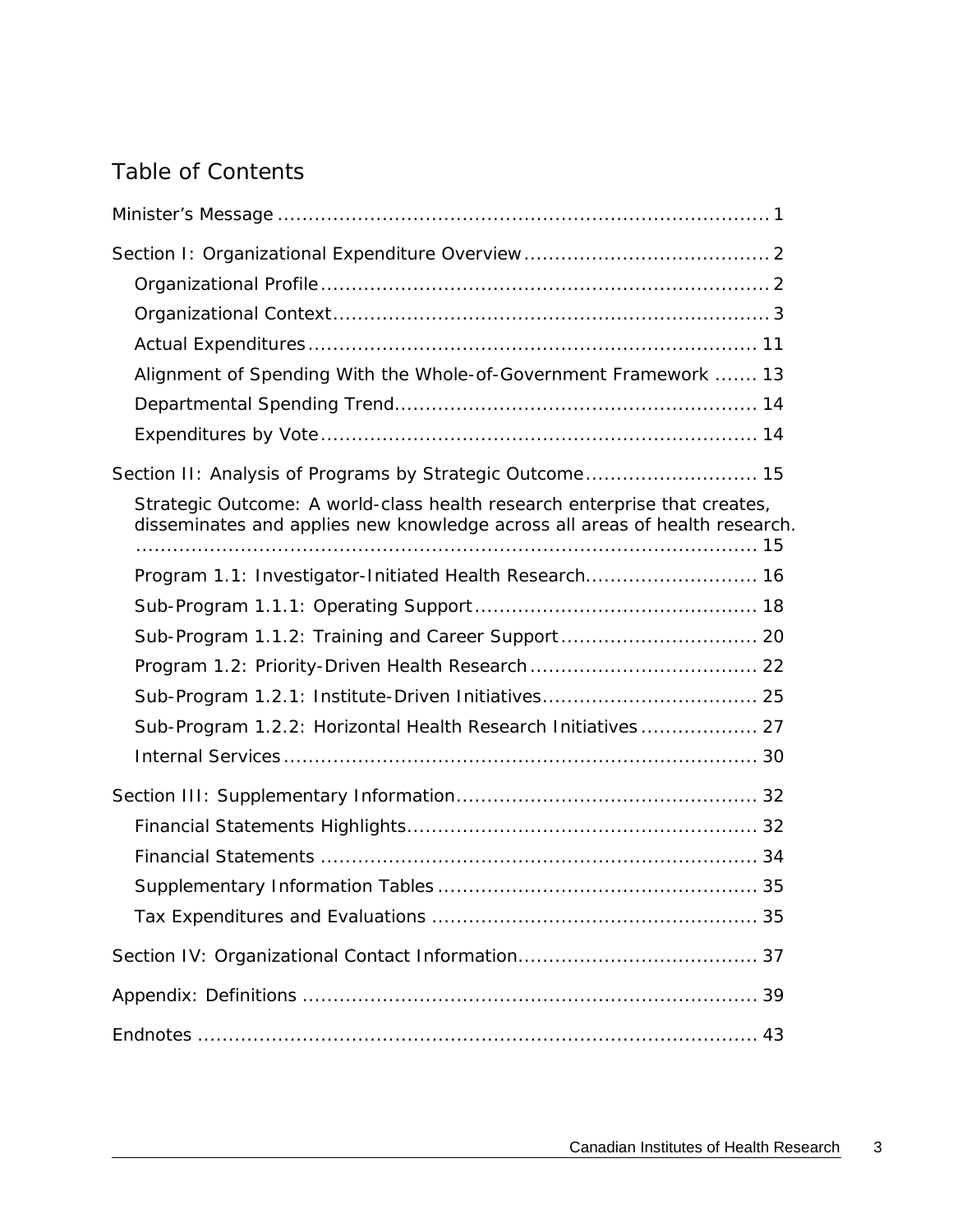# Table of Contents

Minister's Message ............................................................................ 1

Section I: Organizational Expenditure Overview ....................................... 2

- Organizational Profile ........................................................................ 2
- Organizational Context ...................................................................... 3
- Actual Expenditures ......................................................................... 11
- Alignment of Spending With the Whole-of-Government Framework ....... 13
- Departmental Spending Trend ........................................................... 14
- Expenditures by Vote ....................................................................... 14

Section II: Analysis of Programs by Strategic Outcome ............................ 15

- Strategic Outcome: A world-class health research enterprise that creates, disseminates and applies new knowledge across all areas of health research. ........................................................................................ 15
- Program 1.1: Investigator-Initiated Health Research ............................ 16
- Sub-Program 1.1.1: Operating Support .............................................. 18
- Sub-Program 1.1.2: Training and Career Support ................................ 20
- Program 1.2: Priority-Driven Health Research ..................................... 22
- Sub-Program 1.2.1: Institute-Driven Initiatives ................................... 25
- Sub-Program 1.2.2: Horizontal Health Research Initiatives ................... 27
- Internal Services ............................................................................. 30

Section III: Supplementary Information ................................................. 32

- Financial Statements Highlights ......................................................... 32
- Financial Statements ....................................................................... 34
- Supplementary Information Tables .................................................... 35
- Tax Expenditures and Evaluations ..................................................... 35

Section IV: Organizational Contact Information ....................................... 37

Appendix: Definitions .......................................................................... 39

Endnotes ............................................................................................ 43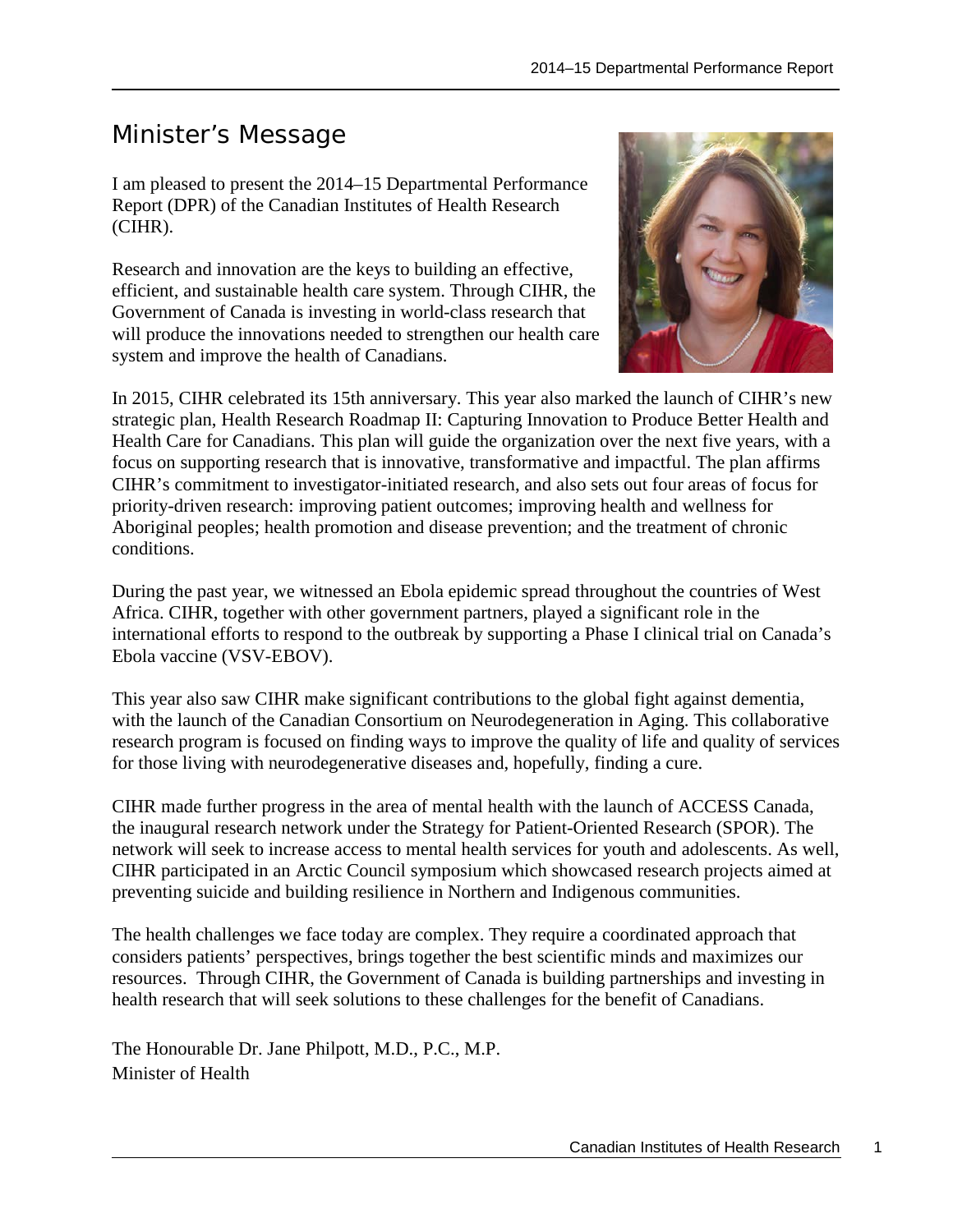# Minister's Message

I am pleased to present the 2014–15 Departmental Performance Report (DPR) of the Canadian Institutes of Health Research (CIHR).

Research and innovation are the keys to building an effective, efficient, and sustainable health care system. Through CIHR, the Government of Canada is investing in world-class research that will produce the innovations needed to strengthen our health care system and improve the health of Canadians.

In 2015, CIHR celebrated its 15th anniversary. This year also marked the launch of CIHR's new strategic plan, Health Research Roadmap II: Capturing Innovation to Produce Better Health and Health Care for Canadians. This plan will guide the organization over the next five years, with a focus on supporting research that is innovative, transformative and impactful. The plan affirms CIHR's commitment to investigator-initiated research, and also sets out four areas of focus for priority-driven research: improving patient outcomes; improving health and wellness for Aboriginal peoples; health promotion and disease prevention; and the treatment of chronic conditions.

During the past year, we witnessed an Ebola epidemic spread throughout the countries of West Africa. CIHR, together with other government partners, played a significant role in the international efforts to respond to the outbreak by supporting a Phase I clinical trial on Canada's Ebola vaccine (VSV-EBOV).

This year also saw CIHR make significant contributions to the global fight against dementia, with the launch of the Canadian Consortium on Neurodegeneration in Aging. This collaborative research program is focused on finding ways to improve the quality of life and quality of services for those living with neurodegenerative diseases and, hopefully, finding a cure.

CIHR made further progress in the area of mental health with the launch of ACCESS Canada, the inaugural research network under the Strategy for Patient-Oriented Research (SPOR). The network will seek to increase access to mental health services for youth and adolescents. As well, CIHR participated in an Arctic Council symposium which showcased research projects aimed at preventing suicide and building resilience in Northern and Indigenous communities.

The health challenges we face today are complex. They require a coordinated approach that considers patients' perspectives, brings together the best scientific minds and maximizes our resources. Through CIHR, the Government of Canada is building partnerships and investing in health research that will seek solutions to these challenges for the benefit of Canadians.

The Honourable Dr. Jane Philpott, M.D., P.C., M.P.
Minister of Health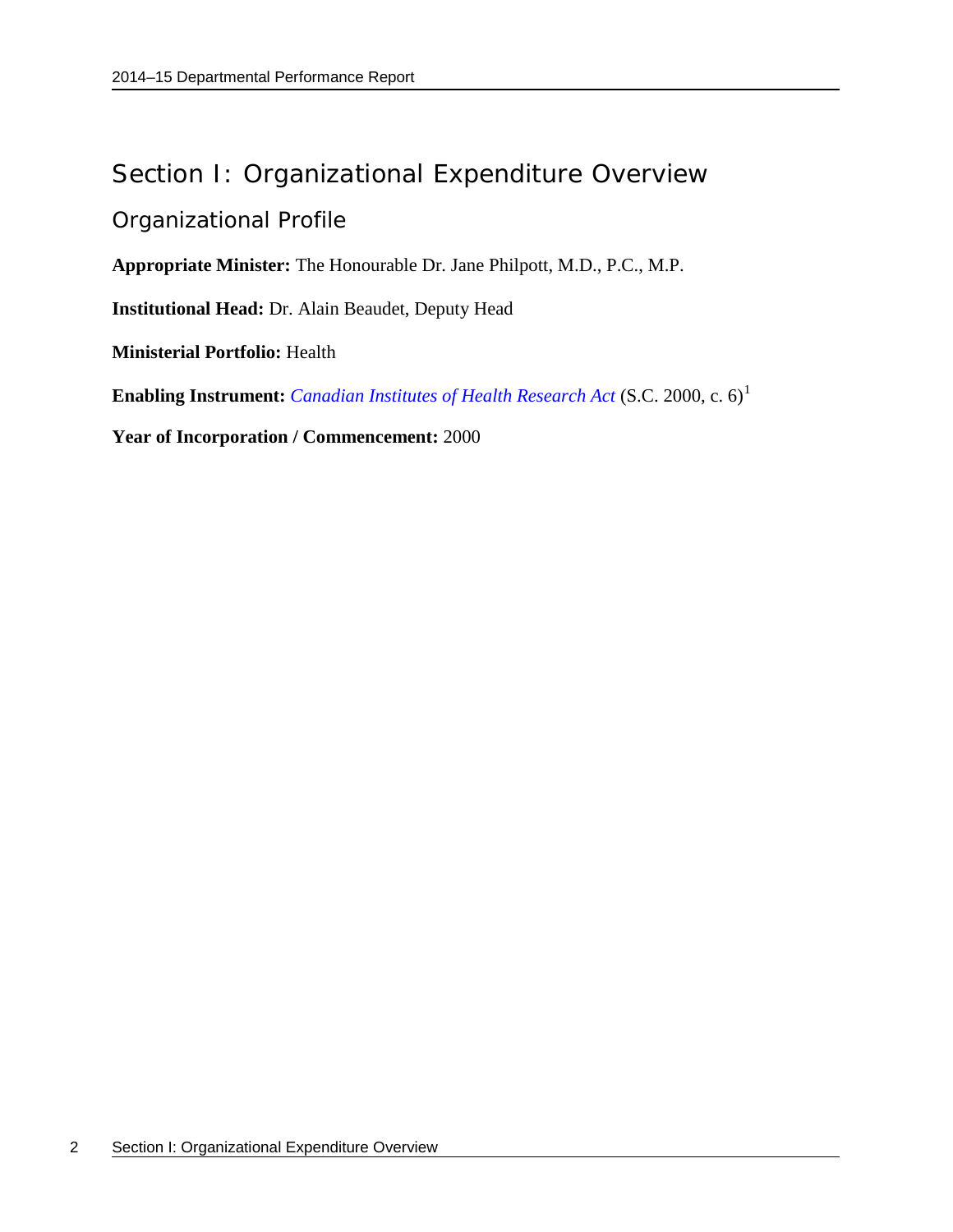# Section I: Organizational Expenditure Overview

## Organizational Profile

**Appropriate Minister:** The Honourable Dr. Jane Philpott, M.D., P.C., M.P.

**Institutional Head:** Dr. Alain Beaudet, Deputy Head

**Ministerial Portfolio:** Health

**Enabling Instrument:** *Canadian Institutes of Health Research Act* (S.C. 2000, c. 6)[1]

**Year of Incorporation / Commencement:** 2000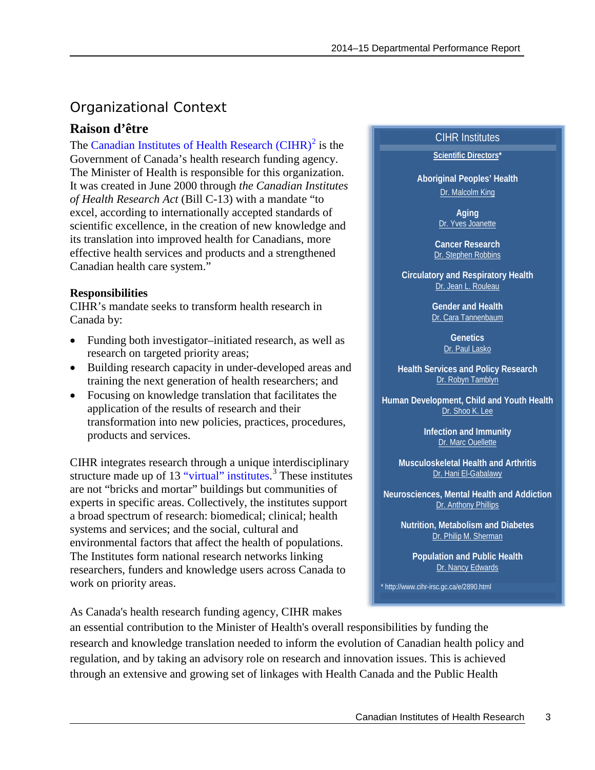# Organizational Context

## Raison d'être

The Canadian Institutes of Health Research (CIHR)[2] is the Government of Canada's health research funding agency. The Minister of Health is responsible for this organization. It was created in June 2000 through *the Canadian Institutes of Health Research Act* (Bill C-13) with a mandate "to excel, according to internationally accepted standards of scientific excellence, in the creation of new knowledge and its translation into improved health for Canadians, more effective health services and products and a strengthened Canadian health care system."

### Responsibilities

CIHR's mandate seeks to transform health research in Canada by:

- Funding both investigator–initiated research, as well as research on targeted priority areas;
- Building research capacity in under-developed areas and training the next generation of health researchers; and
- Focusing on knowledge translation that facilitates the application of the results of research and their transformation into new policies, practices, procedures, products and services.

CIHR integrates research through a unique interdisciplinary structure made up of 13 "virtual" institutes.[3] These institutes are not "bricks and mortar" buildings but communities of experts in specific areas. Collectively, the institutes support a broad spectrum of research: biomedical; clinical; health systems and services; and the social, cultural and environmental factors that affect the health of populations. The Institutes form national research networks linking researchers, funders and knowledge users across Canada to work on priority areas.

**CIHR Institutes**

Scientific Directors*

**Aboriginal Peoples' Health**
Dr. Malcolm King

**Aging**
Dr. Yves Joanette

**Cancer Research**
Dr. Stephen Robbins

**Circulatory and Respiratory Health**
Dr. Jean L. Rouleau

**Gender and Health**
Dr. Cara Tannenbaum

**Genetics**
Dr. Paul Lasko

**Health Services and Policy Research**
Dr. Robyn Tamblyn

**Human Development, Child and Youth Health**
Dr. Shoo K. Lee

**Infection and Immunity**
Dr. Marc Ouellette

**Musculoskeletal Health and Arthritis**
Dr. Hani El-Gabalawy

**Neurosciences, Mental Health and Addiction**
Dr. Anthony Phillips

**Nutrition, Metabolism and Diabetes**
Dr. Philip M. Sherman

**Population and Public Health**
Dr. Nancy Edwards

* http://www.cihr-irsc.gc.ca/e/2890.html

As Canada's health research funding agency, CIHR makes an essential contribution to the Minister of Health's overall responsibilities by funding the research and knowledge translation needed to inform the evolution of Canadian health policy and regulation, and by taking an advisory role on research and innovation issues. This is achieved through an extensive and growing set of linkages with Health Canada and the Public Health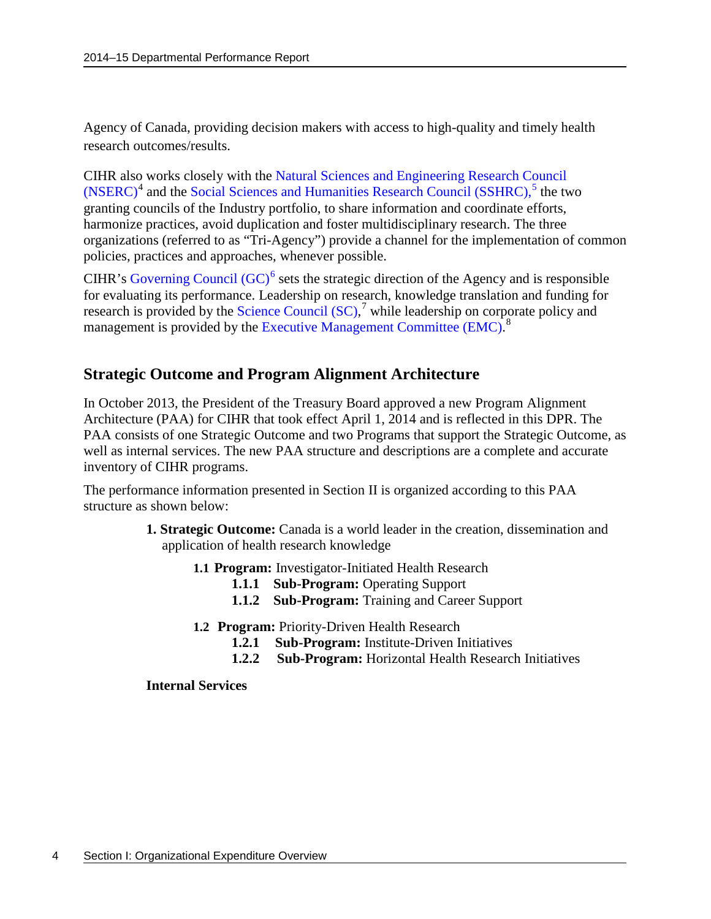Agency of Canada, providing decision makers with access to high-quality and timely health research outcomes/results.

CIHR also works closely with the Natural Sciences and Engineering Research Council (NSERC)[4] and the Social Sciences and Humanities Research Council (SSHRC),[5] the two granting councils of the Industry portfolio, to share information and coordinate efforts, harmonize practices, avoid duplication and foster multidisciplinary research. The three organizations (referred to as "Tri-Agency") provide a channel for the implementation of common policies, practices and approaches, whenever possible.

CIHR's Governing Council (GC)[6] sets the strategic direction of the Agency and is responsible for evaluating its performance. Leadership on research, knowledge translation and funding for research is provided by the Science Council (SC),[7] while leadership on corporate policy and management is provided by the Executive Management Committee (EMC).[8]

## Strategic Outcome and Program Alignment Architecture

In October 2013, the President of the Treasury Board approved a new Program Alignment Architecture (PAA) for CIHR that took effect April 1, 2014 and is reflected in this DPR. The PAA consists of one Strategic Outcome and two Programs that support the Strategic Outcome, as well as internal services. The new PAA structure and descriptions are a complete and accurate inventory of CIHR programs.

The performance information presented in Section II is organized according to this PAA structure as shown below:

- **1. Strategic Outcome:** Canada is a world leader in the creation, dissemination and application of health research knowledge
  - **1.1 Program:** Investigator-Initiated Health Research
    - **1.1.1 Sub-Program:** Operating Support
    - **1.1.2 Sub-Program:** Training and Career Support
  - **1.2 Program:** Priority-Driven Health Research
    - **1.2.1 Sub-Program:** Institute-Driven Initiatives
    - **1.2.2 Sub-Program:** Horizontal Health Research Initiatives

**Internal Services**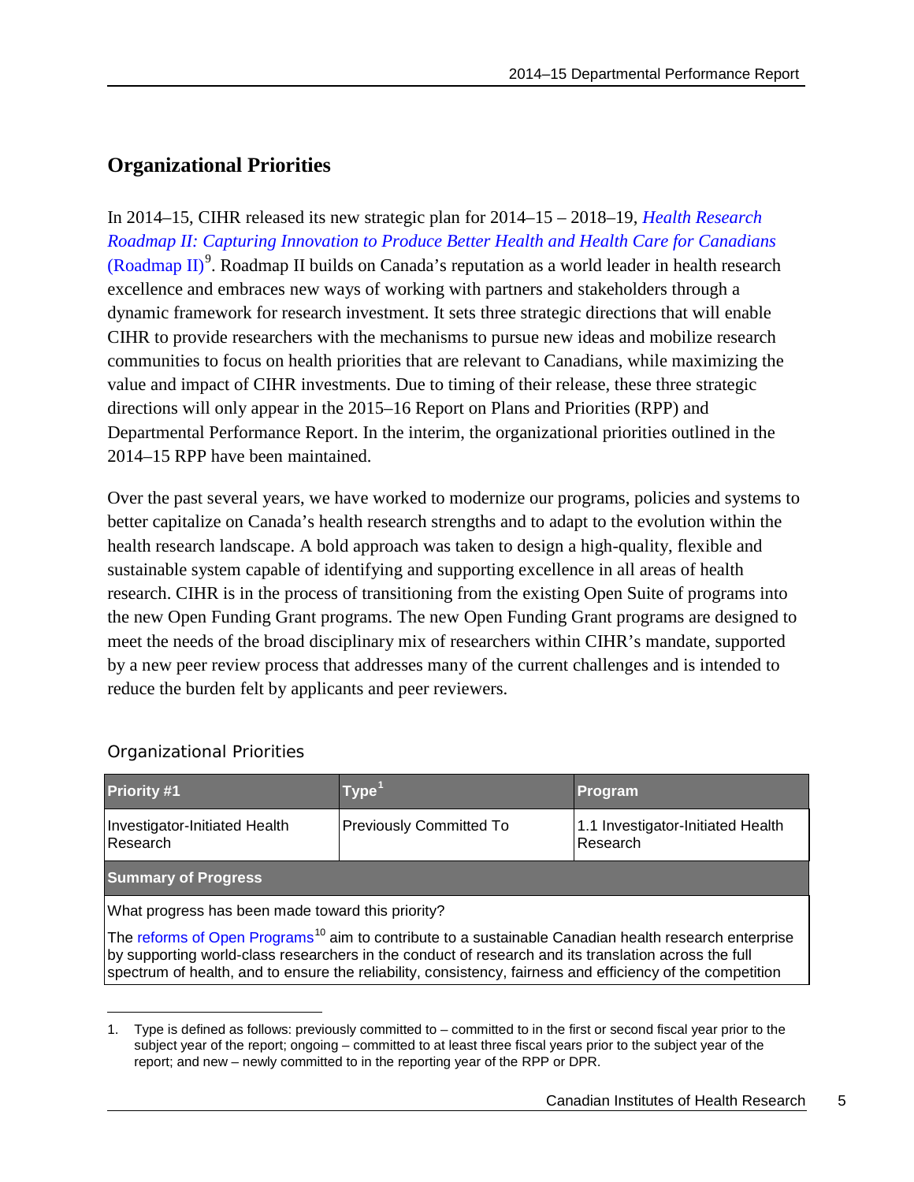## Organizational Priorities

In 2014–15, CIHR released its new strategic plan for 2014–15 – 2018–19, *Health Research Roadmap II: Capturing Innovation to Produce Better Health and Health Care for Canadians* (Roadmap II)[9]. Roadmap II builds on Canada's reputation as a world leader in health research excellence and embraces new ways of working with partners and stakeholders through a dynamic framework for research investment. It sets three strategic directions that will enable CIHR to provide researchers with the mechanisms to pursue new ideas and mobilize research communities to focus on health priorities that are relevant to Canadians, while maximizing the value and impact of CIHR investments. Due to timing of their release, these three strategic directions will only appear in the 2015–16 Report on Plans and Priorities (RPP) and Departmental Performance Report. In the interim, the organizational priorities outlined in the 2014–15 RPP have been maintained.

Over the past several years, we have worked to modernize our programs, policies and systems to better capitalize on Canada's health research strengths and to adapt to the evolution within the health research landscape. A bold approach was taken to design a high-quality, flexible and sustainable system capable of identifying and supporting excellence in all areas of health research. CIHR is in the process of transitioning from the existing Open Suite of programs into the new Open Funding Grant programs. The new Open Funding Grant programs are designed to meet the needs of the broad disciplinary mix of researchers within CIHR's mandate, supported by a new peer review process that addresses many of the current challenges and is intended to reduce the burden felt by applicants and peer reviewers.

### Organizational Priorities

| Priority #1 | Type[1] | Program |
|---|---|---|
| Investigator-Initiated Health Research | Previously Committed To | 1.1 Investigator-Initiated Health Research |
| **Summary of Progress** | | |
| What progress has been made toward this priority?<br><br>The reforms of Open Programs[10] aim to contribute to a sustainable Canadian health research enterprise by supporting world-class researchers in the conduct of research and its translation across the full spectrum of health, and to ensure the reliability, consistency, fairness and efficiency of the competition | | |

1. Type is defined as follows: previously committed to – committed to in the first or second fiscal year prior to the subject year of the report; ongoing – committed to at least three fiscal years prior to the subject year of the report; and new – newly committed to in the reporting year of the RPP or DPR.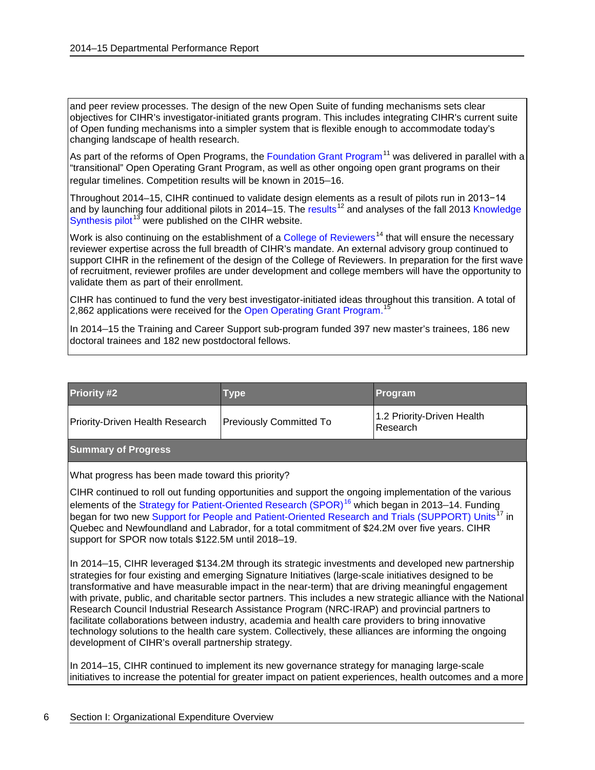and peer review processes. The design of the new Open Suite of funding mechanisms sets clear objectives for CIHR's investigator-initiated grants program. This includes integrating CIHR's current suite of Open funding mechanisms into a simpler system that is flexible enough to accommodate today's changing landscape of health research.

As part of the reforms of Open Programs, the Foundation Grant Program[11] was delivered in parallel with a "transitional" Open Operating Grant Program, as well as other ongoing open grant programs on their regular timelines. Competition results will be known in 2015–16.

Throughout 2014–15, CIHR continued to validate design elements as a result of pilots run in 2013−14 and by launching four additional pilots in 2014–15. The results[12] and analyses of the fall 2013 Knowledge Synthesis pilot[13] were published on the CIHR website.

Work is also continuing on the establishment of a College of Reviewers[14] that will ensure the necessary reviewer expertise across the full breadth of CIHR's mandate. An external advisory group continued to support CIHR in the refinement of the design of the College of Reviewers. In preparation for the first wave of recruitment, reviewer profiles are under development and college members will have the opportunity to validate them as part of their enrollment.

CIHR has continued to fund the very best investigator-initiated ideas throughout this transition. A total of 2,862 applications were received for the Open Operating Grant Program.[15]

In 2014–15 the Training and Career Support sub-program funded 397 new master's trainees, 186 new doctoral trainees and 182 new postdoctoral fellows.

| Priority #2 | Type | Program |
|---|---|---|
| Priority-Driven Health Research | Previously Committed To | 1.2 Priority-Driven Health Research |

**Summary of Progress**

What progress has been made toward this priority?

CIHR continued to roll out funding opportunities and support the ongoing implementation of the various elements of the Strategy for Patient-Oriented Research (SPOR)[16] which began in 2013–14. Funding began for two new Support for People and Patient-Oriented Research and Trials (SUPPORT) Units[17] in Quebec and Newfoundland and Labrador, for a total commitment of $24.2M over five years. CIHR support for SPOR now totals $122.5M until 2018–19.

In 2014–15, CIHR leveraged $134.2M through its strategic investments and developed new partnership strategies for four existing and emerging Signature Initiatives (large-scale initiatives designed to be transformative and have measurable impact in the near-term) that are driving meaningful engagement with private, public, and charitable sector partners. This includes a new strategic alliance with the National Research Council Industrial Research Assistance Program (NRC-IRAP) and provincial partners to facilitate collaborations between industry, academia and health care providers to bring innovative technology solutions to the health care system. Collectively, these alliances are informing the ongoing development of CIHR's overall partnership strategy.

In 2014–15, CIHR continued to implement its new governance strategy for managing large-scale initiatives to increase the potential for greater impact on patient experiences, health outcomes and a more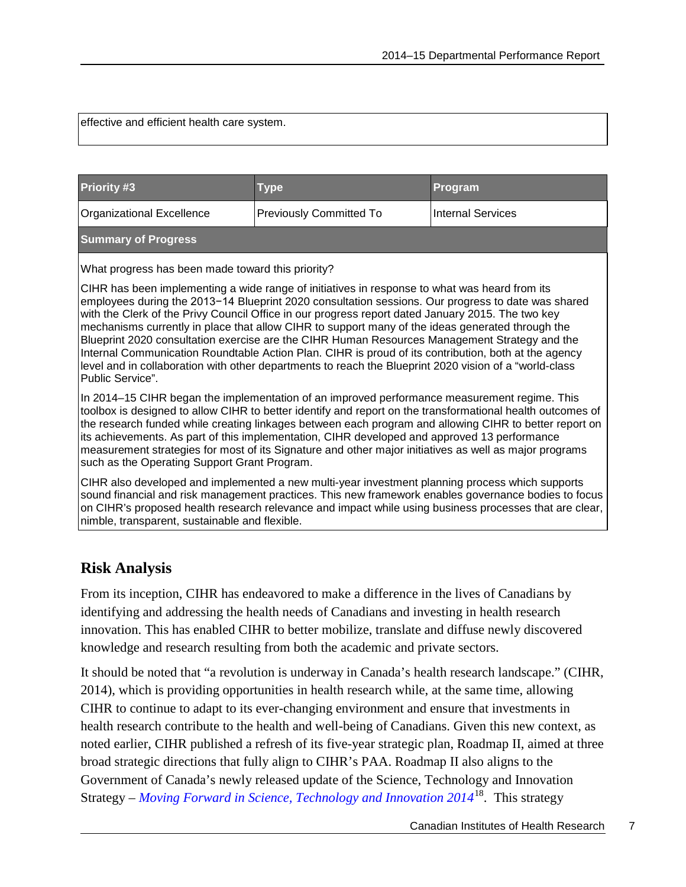| |
|---|
| effective and efficient health care system. |

| Priority #3 | Type | Program |
|---|---|---|
| Organizational Excellence | Previously Committed To | Internal Services |
| **Summary of Progress** | | |
| What progress has been made toward this priority?<br><br>CIHR has been implementing a wide range of initiatives in response to what was heard from its employees during the 2013−14 Blueprint 2020 consultation sessions. Our progress to date was shared with the Clerk of the Privy Council Office in our progress report dated January 2015. The two key mechanisms currently in place that allow CIHR to support many of the ideas generated through the Blueprint 2020 consultation exercise are the CIHR Human Resources Management Strategy and the Internal Communication Roundtable Action Plan. CIHR is proud of its contribution, both at the agency level and in collaboration with other departments to reach the Blueprint 2020 vision of a "world-class Public Service".<br><br>In 2014–15 CIHR began the implementation of an improved performance measurement regime. This toolbox is designed to allow CIHR to better identify and report on the transformational health outcomes of the research funded while creating linkages between each program and allowing CIHR to better report on its achievements. As part of this implementation, CIHR developed and approved 13 performance measurement strategies for most of its Signature and other major initiatives as well as major programs such as the Operating Support Grant Program.<br><br>CIHR also developed and implemented a new multi-year investment planning process which supports sound financial and risk management practices. This new framework enables governance bodies to focus on CIHR's proposed health research relevance and impact while using business processes that are clear, nimble, transparent, sustainable and flexible. | | |

## Risk Analysis

From its inception, CIHR has endeavored to make a difference in the lives of Canadians by identifying and addressing the health needs of Canadians and investing in health research innovation. This has enabled CIHR to better mobilize, translate and diffuse newly discovered knowledge and research resulting from both the academic and private sectors.

It should be noted that "a revolution is underway in Canada's health research landscape." (CIHR, 2014), which is providing opportunities in health research while, at the same time, allowing CIHR to continue to adapt to its ever-changing environment and ensure that investments in health research contribute to the health and well-being of Canadians. Given this new context, as noted earlier, CIHR published a refresh of its five-year strategic plan, Roadmap II, aimed at three broad strategic directions that fully align to CIHR's PAA. Roadmap II also aligns to the Government of Canada's newly released update of the Science, Technology and Innovation Strategy – *Moving Forward in Science, Technology and Innovation 2014*[18]. This strategy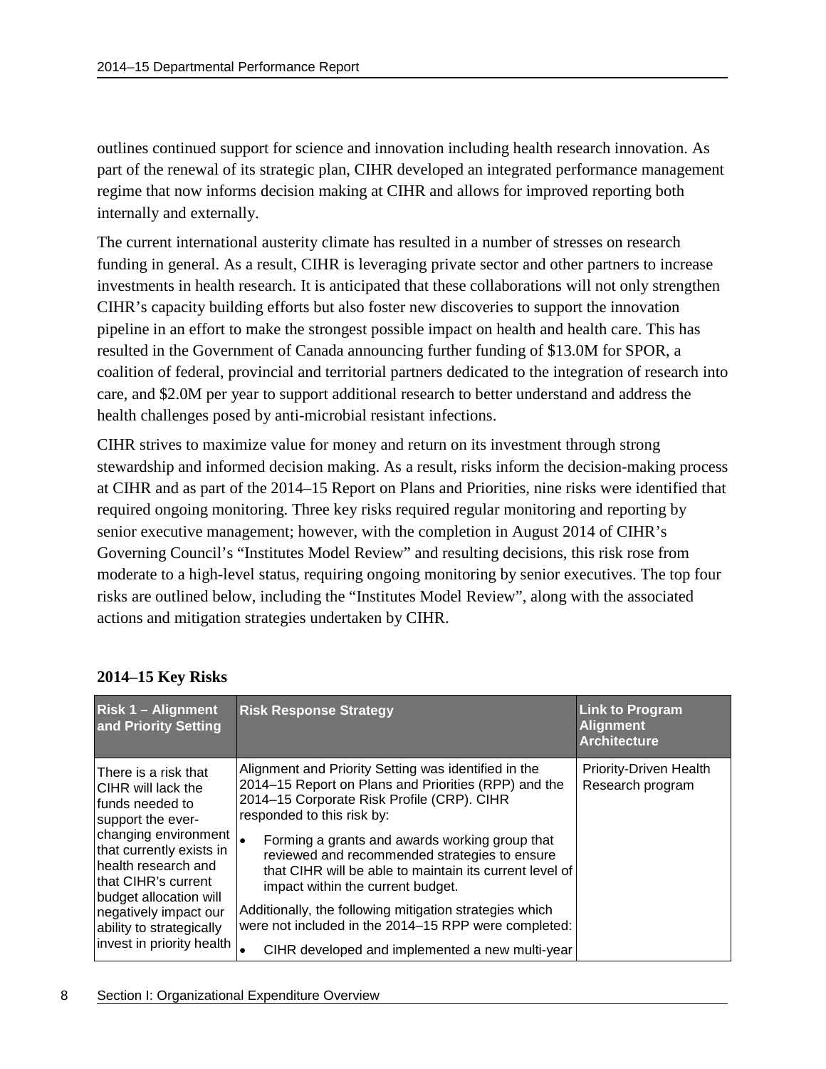outlines continued support for science and innovation including health research innovation. As part of the renewal of its strategic plan, CIHR developed an integrated performance management regime that now informs decision making at CIHR and allows for improved reporting both internally and externally.

The current international austerity climate has resulted in a number of stresses on research funding in general. As a result, CIHR is leveraging private sector and other partners to increase investments in health research. It is anticipated that these collaborations will not only strengthen CIHR's capacity building efforts but also foster new discoveries to support the innovation pipeline in an effort to make the strongest possible impact on health and health care. This has resulted in the Government of Canada announcing further funding of $13.0M for SPOR, a coalition of federal, provincial and territorial partners dedicated to the integration of research into care, and $2.0M per year to support additional research to better understand and address the health challenges posed by anti-microbial resistant infections.

CIHR strives to maximize value for money and return on its investment through strong stewardship and informed decision making. As a result, risks inform the decision-making process at CIHR and as part of the 2014–15 Report on Plans and Priorities, nine risks were identified that required ongoing monitoring. Three key risks required regular monitoring and reporting by senior executive management; however, with the completion in August 2014 of CIHR's Governing Council's "Institutes Model Review" and resulting decisions, this risk rose from moderate to a high-level status, requiring ongoing monitoring by senior executives. The top four risks are outlined below, including the "Institutes Model Review", along with the associated actions and mitigation strategies undertaken by CIHR.

**2014–15 Key Risks**

| Risk 1 – Alignment and Priority Setting | Risk Response Strategy | Link to Program Alignment Architecture |
|---|---|---|
| There is a risk that CIHR will lack the funds needed to support the ever-changing environment that currently exists in health research and that CIHR's current budget allocation will negatively impact our ability to strategically invest in priority health | Alignment and Priority Setting was identified in the 2014–15 Report on Plans and Priorities (RPP) and the 2014–15 Corporate Risk Profile (CRP). CIHR responded to this risk by:<br>• Forming a grants and awards working group that reviewed and recommended strategies to ensure that CIHR will be able to maintain its current level of impact within the current budget.<br>Additionally, the following mitigation strategies which were not included in the 2014–15 RPP were completed:<br>• CIHR developed and implemented a new multi-year | Priority-Driven Health Research program |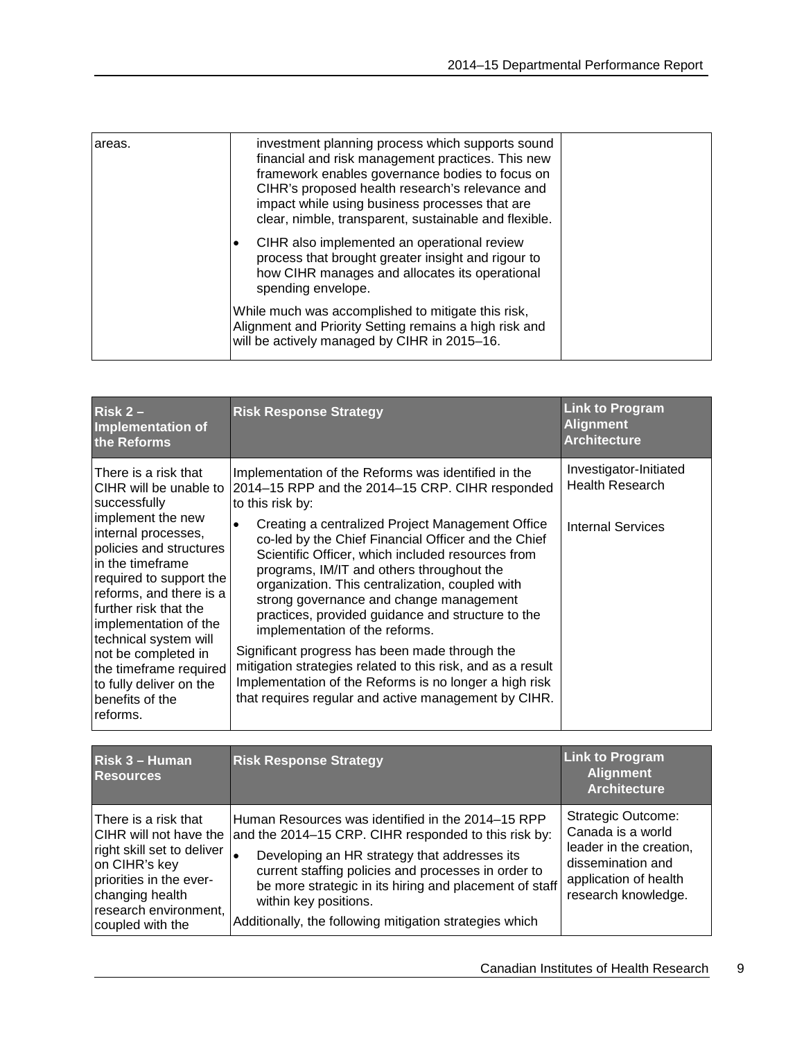| | | |
|---|---|---|
| areas. | investment planning process which supports sound financial and risk management practices. This new framework enables governance bodies to focus on CIHR's proposed health research's relevance and impact while using business processes that are clear, nimble, transparent, sustainable and flexible.<br>• CIHR also implemented an operational review process that brought greater insight and rigour to how CIHR manages and allocates its operational spending envelope.<br>While much was accomplished to mitigate this risk, Alignment and Priority Setting remains a high risk and will be actively managed by CIHR in 2015–16. | |

| Risk 2 – Implementation of the Reforms | Risk Response Strategy | Link to Program Alignment Architecture |
|---|---|---|
| There is a risk that CIHR will be unable to successfully implement the new internal processes, policies and structures in the timeframe required to support the reforms, and there is a further risk that the implementation of the technical system will not be completed in the timeframe required to fully deliver on the benefits of the reforms. | Implementation of the Reforms was identified in the 2014–15 RPP and the 2014–15 CRP. CIHR responded to this risk by:<br>• Creating a centralized Project Management Office co-led by the Chief Financial Officer and the Chief Scientific Officer, which included resources from programs, IM/IT and others throughout the organization. This centralization, coupled with strong governance and change management practices, provided guidance and structure to the implementation of the reforms.<br>Significant progress has been made through the mitigation strategies related to this risk, and as a result Implementation of the Reforms is no longer a high risk that requires regular and active management by CIHR. | Investigator-Initiated Health Research<br><br>Internal Services |

| Risk 3 – Human Resources | Risk Response Strategy | Link to Program Alignment Architecture |
|---|---|---|
| There is a risk that CIHR will not have the right skill set to deliver on CIHR's key priorities in the ever-changing health research environment, coupled with the | Human Resources was identified in the 2014–15 RPP and the 2014–15 CRP. CIHR responded to this risk by:<br>• Developing an HR strategy that addresses its current staffing policies and processes in order to be more strategic in its hiring and placement of staff within key positions.<br>Additionally, the following mitigation strategies which | Strategic Outcome: Canada is a world leader in the creation, dissemination and application of health research knowledge. |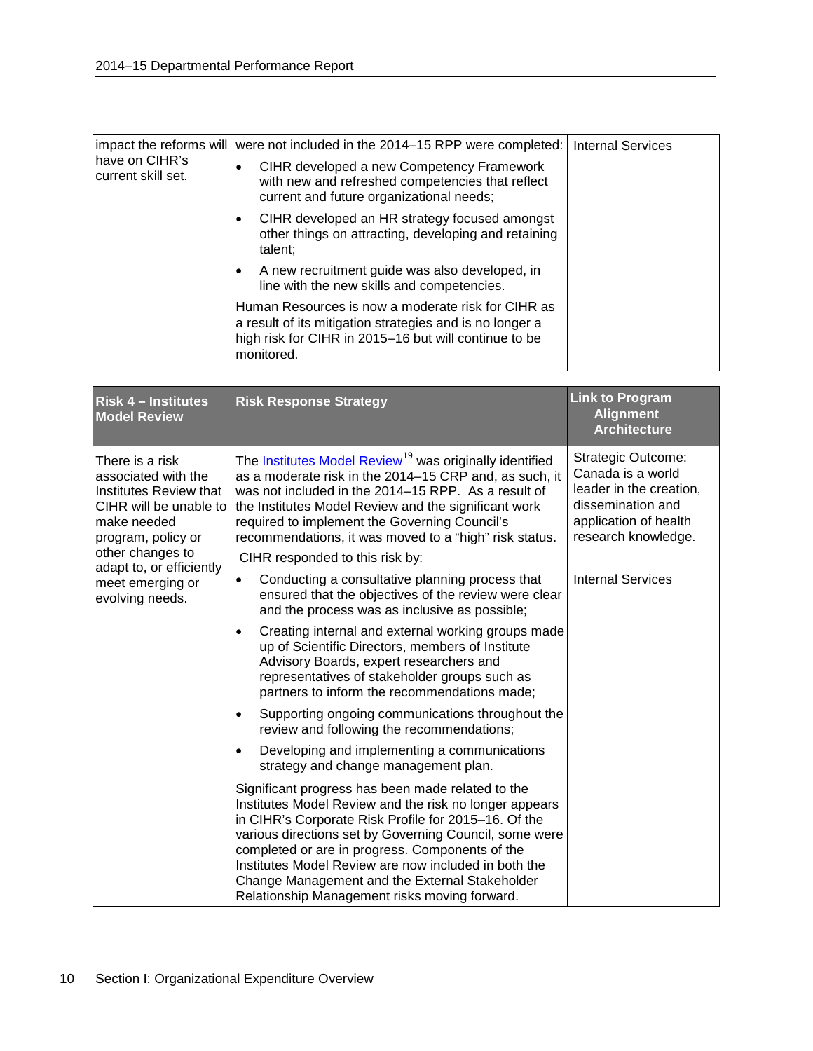| | | |
|---|---|---|
| impact the reforms will have on CIHR's current skill set. | were not included in the 2014–15 RPP were completed:<br>• CIHR developed a new Competency Framework with new and refreshed competencies that reflect current and future organizational needs;<br>• CIHR developed an HR strategy focused amongst other things on attracting, developing and retaining talent;<br>• A new recruitment guide was also developed, in line with the new skills and competencies.<br>Human Resources is now a moderate risk for CIHR as a result of its mitigation strategies and is no longer a high risk for CIHR in 2015–16 but will continue to be monitored. | Internal Services |

| Risk 4 – Institutes Model Review | Risk Response Strategy | Link to Program Alignment Architecture |
|---|---|---|
| There is a risk associated with the Institutes Review that CIHR will be unable to make needed program, policy or other changes to adapt to, or efficiently meet emerging or evolving needs. | The Institutes Model Review[19] was originally identified as a moderate risk in the 2014–15 CRP and, as such, it was not included in the 2014–15 RPP. As a result of the Institutes Model Review and the significant work required to implement the Governing Council's recommendations, it was moved to a "high" risk status.<br>CIHR responded to this risk by:<br>• Conducting a consultative planning process that ensured that the objectives of the review were clear and the process was as inclusive as possible;<br>• Creating internal and external working groups made up of Scientific Directors, members of Institute Advisory Boards, expert researchers and representatives of stakeholder groups such as partners to inform the recommendations made;<br>• Supporting ongoing communications throughout the review and following the recommendations;<br>• Developing and implementing a communications strategy and change management plan.<br>Significant progress has been made related to the Institutes Model Review and the risk no longer appears in CIHR's Corporate Risk Profile for 2015–16. Of the various directions set by Governing Council, some were completed or are in progress. Components of the Institutes Model Review are now included in both the Change Management and the External Stakeholder Relationship Management risks moving forward. | Strategic Outcome: Canada is a world leader in the creation, dissemination and application of health research knowledge.<br><br>Internal Services |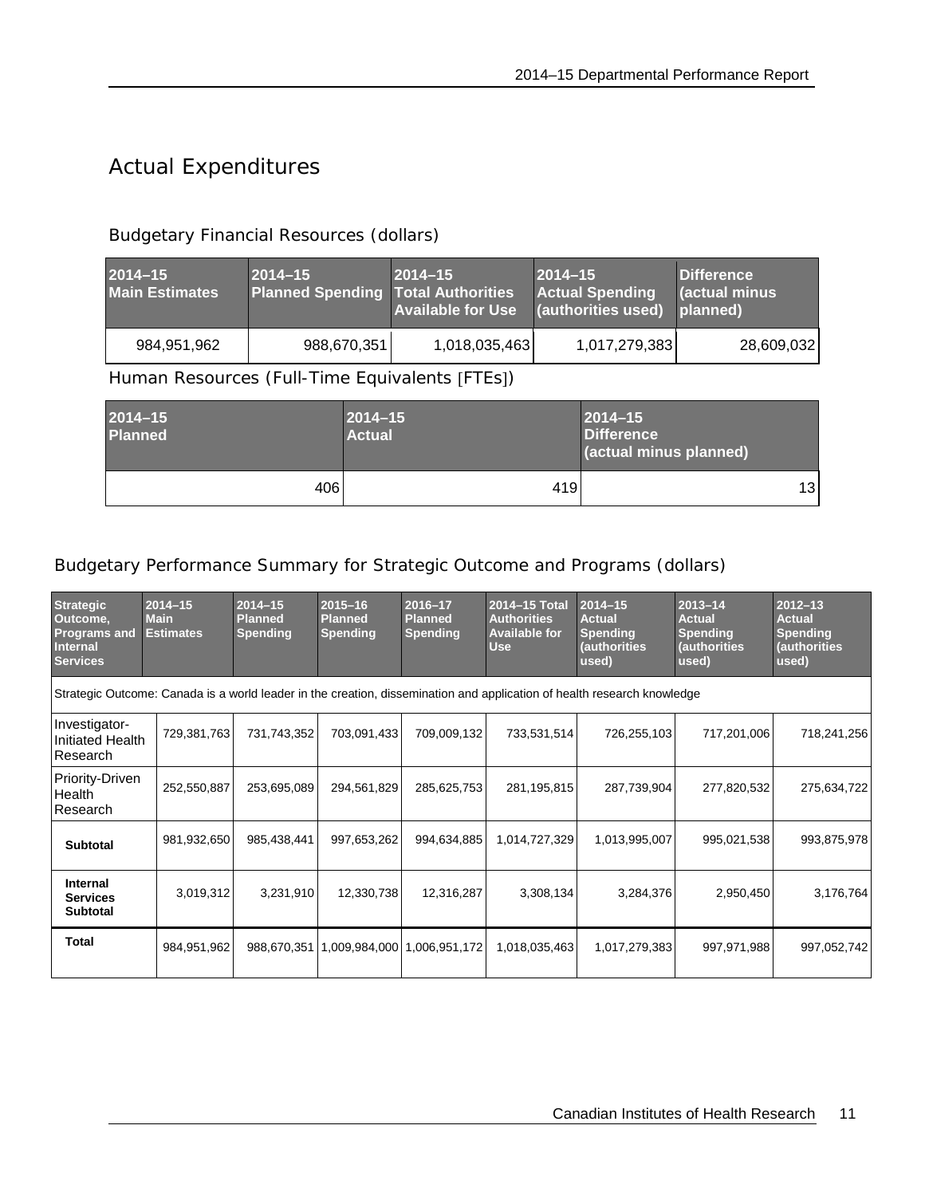## Actual Expenditures

### Budgetary Financial Resources (dollars)

| 2014–15 Main Estimates | 2014–15 Planned Spending | 2014–15 Total Authorities Available for Use | 2014–15 Actual Spending (authorities used) | Difference (actual minus planned) |
|---|---|---|---|---|
| 984,951,962 | 988,670,351 | 1,018,035,463 | 1,017,279,383 | 28,609,032 |

### Human Resources (Full-Time Equivalents [FTEs])

| 2014–15 Planned | 2014–15 Actual | 2014–15 Difference (actual minus planned) |
|---|---|---|
| 406 | 419 | 13 |

### Budgetary Performance Summary for Strategic Outcome and Programs (dollars)

| Strategic Outcome, Programs and Internal Services | 2014–15 Main Estimates | 2014–15 Planned Spending | 2015–16 Planned Spending | 2016–17 Planned Spending | 2014–15 Total Authorities Available for Use | 2014–15 Actual Spending (authorities used) | 2013–14 Actual Spending (authorities used) | 2012–13 Actual Spending (authorities used) |
|---|---|---|---|---|---|---|---|---|
| Strategic Outcome: Canada is a world leader in the creation, dissemination and application of health research knowledge | | | | | | | | |
| Investigator-Initiated Health Research | 729,381,763 | 731,743,352 | 703,091,433 | 709,009,132 | 733,531,514 | 726,255,103 | 717,201,006 | 718,241,256 |
| Priority-Driven Health Research | 252,550,887 | 253,695,089 | 294,561,829 | 285,625,753 | 281,195,815 | 287,739,904 | 277,820,532 | 275,634,722 |
| **Subtotal** | 981,932,650 | 985,438,441 | 997,653,262 | 994,634,885 | 1,014,727,329 | 1,013,995,007 | 995,021,538 | 993,875,978 |
| **Internal Services Subtotal** | 3,019,312 | 3,231,910 | 12,330,738 | 12,316,287 | 3,308,134 | 3,284,376 | 2,950,450 | 3,176,764 |
| **Total** | 984,951,962 | 988,670,351 | 1,009,984,000 | 1,006,951,172 | 1,018,035,463 | 1,017,279,383 | 997,971,988 | 997,052,742 |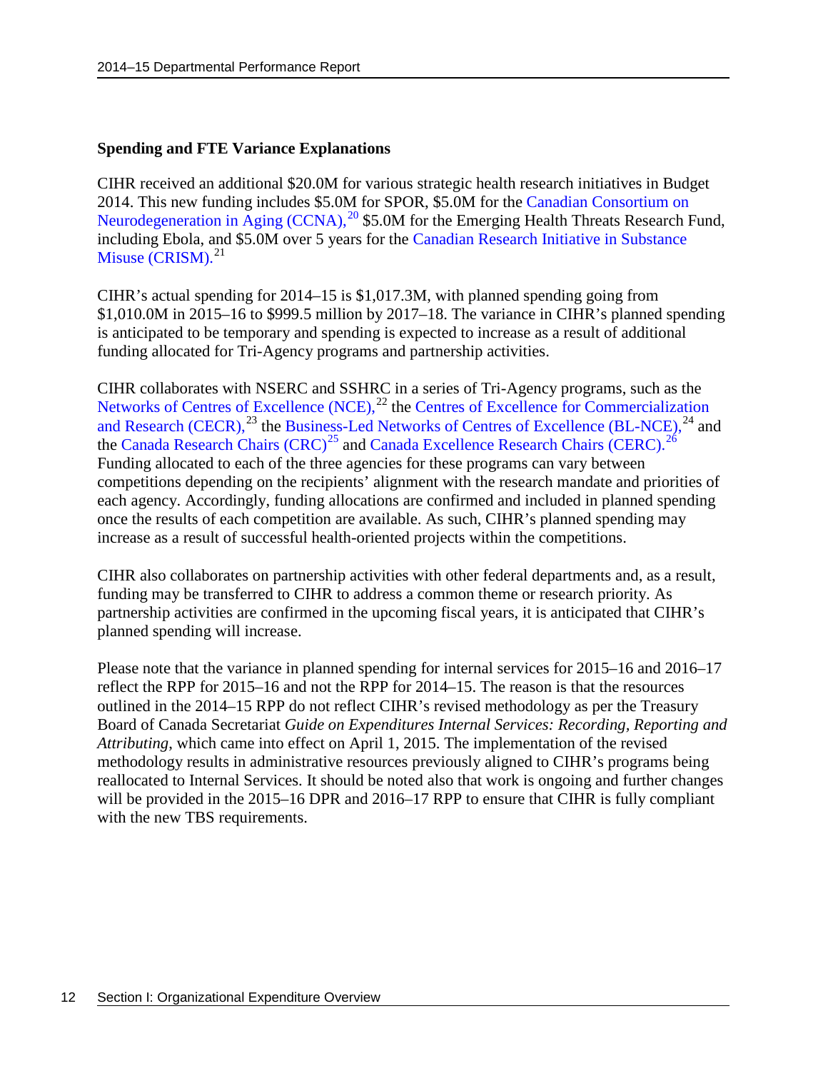**Spending and FTE Variance Explanations**

CIHR received an additional $20.0M for various strategic health research initiatives in Budget 2014. This new funding includes $5.0M for SPOR, $5.0M for the Canadian Consortium on Neurodegeneration in Aging (CCNA),[20] $5.0M for the Emerging Health Threats Research Fund, including Ebola, and $5.0M over 5 years for the Canadian Research Initiative in Substance Misuse (CRISM).[21]

CIHR's actual spending for 2014–15 is $1,017.3M, with planned spending going from $1,010.0M in 2015–16 to $999.5 million by 2017–18. The variance in CIHR's planned spending is anticipated to be temporary and spending is expected to increase as a result of additional funding allocated for Tri-Agency programs and partnership activities.

CIHR collaborates with NSERC and SSHRC in a series of Tri-Agency programs, such as the Networks of Centres of Excellence (NCE),[22] the Centres of Excellence for Commercialization and Research (CECR),[23] the Business-Led Networks of Centres of Excellence (BL-NCE),[24] and the Canada Research Chairs (CRC)[25] and Canada Excellence Research Chairs (CERC).[26] Funding allocated to each of the three agencies for these programs can vary between competitions depending on the recipients' alignment with the research mandate and priorities of each agency. Accordingly, funding allocations are confirmed and included in planned spending once the results of each competition are available. As such, CIHR's planned spending may increase as a result of successful health-oriented projects within the competitions.

CIHR also collaborates on partnership activities with other federal departments and, as a result, funding may be transferred to CIHR to address a common theme or research priority. As partnership activities are confirmed in the upcoming fiscal years, it is anticipated that CIHR's planned spending will increase.

Please note that the variance in planned spending for internal services for 2015–16 and 2016–17 reflect the RPP for 2015–16 and not the RPP for 2014–15. The reason is that the resources outlined in the 2014–15 RPP do not reflect CIHR's revised methodology as per the Treasury Board of Canada Secretariat *Guide on Expenditures Internal Services: Recording, Reporting and Attributing*, which came into effect on April 1, 2015. The implementation of the revised methodology results in administrative resources previously aligned to CIHR's programs being reallocated to Internal Services. It should be noted also that work is ongoing and further changes will be provided in the 2015–16 DPR and 2016–17 RPP to ensure that CIHR is fully compliant with the new TBS requirements.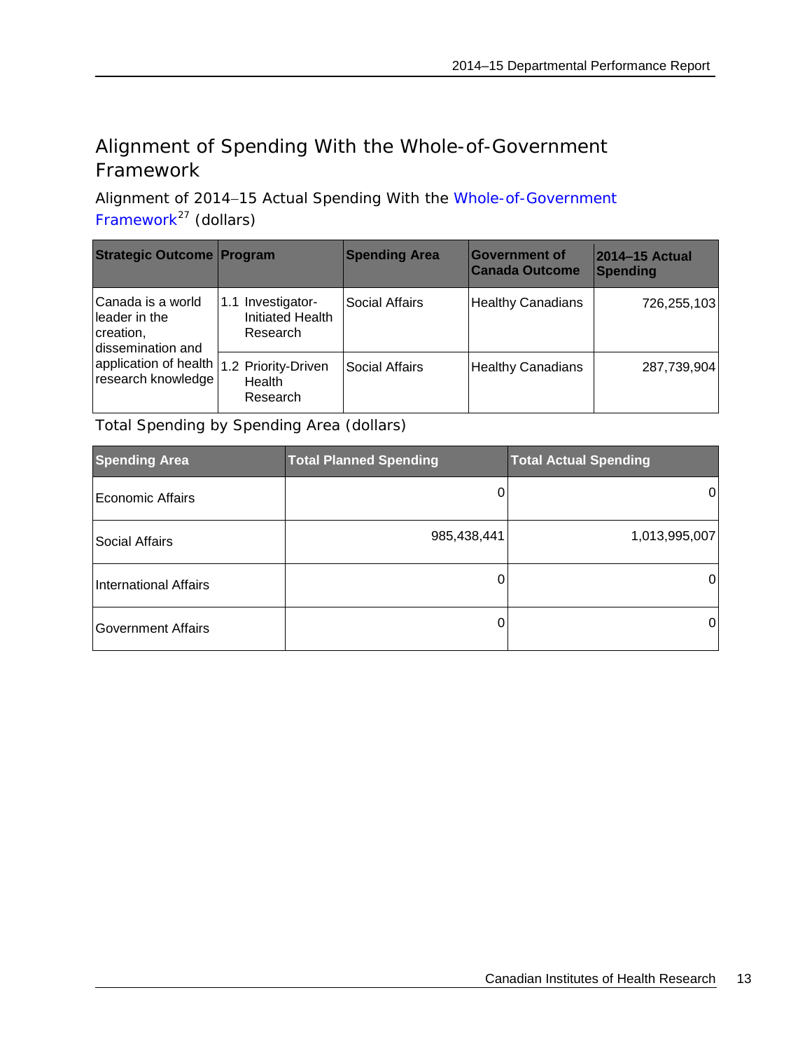## Alignment of Spending With the Whole-of-Government Framework

### Alignment of 2014–15 Actual Spending With the Whole-of-Government Framework[27] (dollars)

| Strategic Outcome | Program | Spending Area | Government of Canada Outcome | 2014–15 Actual Spending |
|---|---|---|---|---|
| Canada is a world leader in the creation, dissemination and application of health research knowledge | 1.1 Investigator-Initiated Health Research | Social Affairs | Healthy Canadians | 726,255,103 |
| | 1.2 Priority-Driven Health Research | Social Affairs | Healthy Canadians | 287,739,904 |

### Total Spending by Spending Area (dollars)

| Spending Area | Total Planned Spending | Total Actual Spending |
|---|---|---|
| Economic Affairs | 0 | 0 |
| Social Affairs | 985,438,441 | 1,013,995,007 |
| International Affairs | 0 | 0 |
| Government Affairs | 0 | 0 |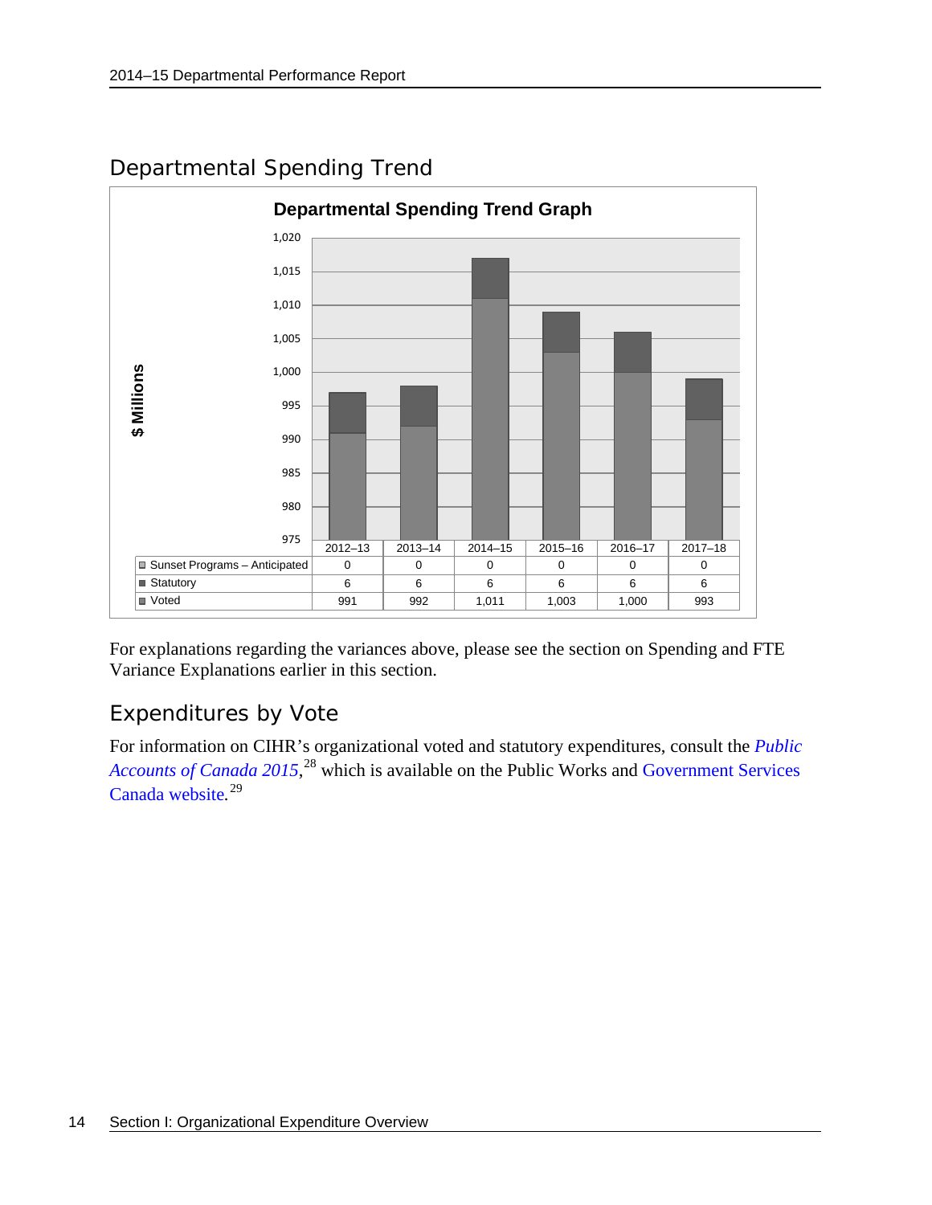## Departmental Spending Trend

**Departmental Spending Trend Graph**

$ Millions

1,020
1,015
1,010
1,005
1,000
995
990
985
980
975

2012–13
2013–14
2014–15
2015–16
2016–17
2017–18

Sunset Programs – Anticipated 0 0 0 0 0 0
Statutory 6 6 6 6 6 6
Voted 991 992 1,011 1,003 1,000 993

For explanations regarding the variances above, please see the section on Spending and FTE Variance Explanations earlier in this section.

## Expenditures by Vote

For information on CIHR's organizational voted and statutory expenditures, consult the *Public Accounts of Canada 2015*,[28] which is available on the Public Works and Government Services Canada website.[29]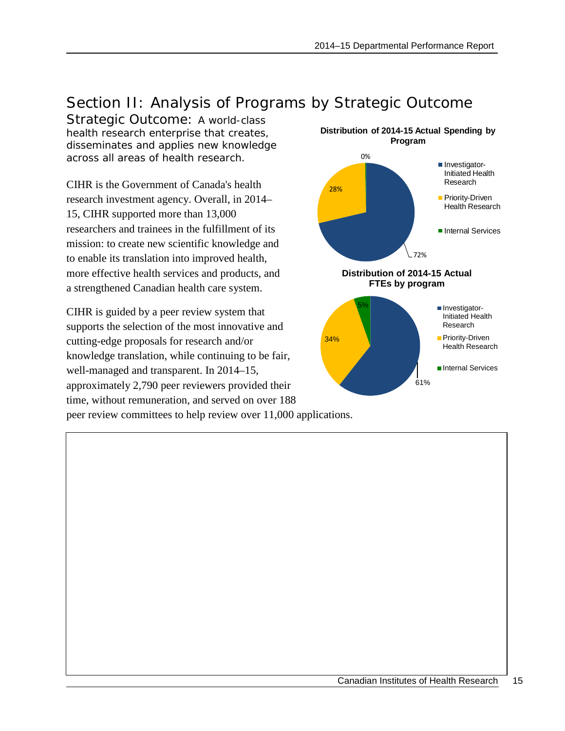# Section II: Analysis of Programs by Strategic Outcome

## Strategic Outcome: A world-class health research enterprise that creates, disseminates and applies new knowledge across all areas of health research.

CIHR is the Government of Canada's health research investment agency. Overall, in 2014–15, CIHR supported more than 13,000 researchers and trainees in the fulfillment of its mission: to create new scientific knowledge and to enable its translation into improved health, more effective health services and products, and a strengthened Canadian health care system.

CIHR is guided by a peer review system that supports the selection of the most innovative and cutting-edge proposals for research and/or knowledge translation, while continuing to be fair, well-managed and transparent. In 2014–15, approximately 2,790 peer reviewers provided their time, without remuneration, and served on over 188 peer review committees to help review over 11,000 applications.

**Distribution of 2014-15 Actual Spending by Program**

0%
28%
72%
Investigator-Initiated Health Research
Priority-Driven Health Research
Internal Services

**Distribution of 2014-15 Actual FTEs by program**

5%
34%
61%
Investigator-Initiated Health Research
Priority-Driven Health Research
Internal Services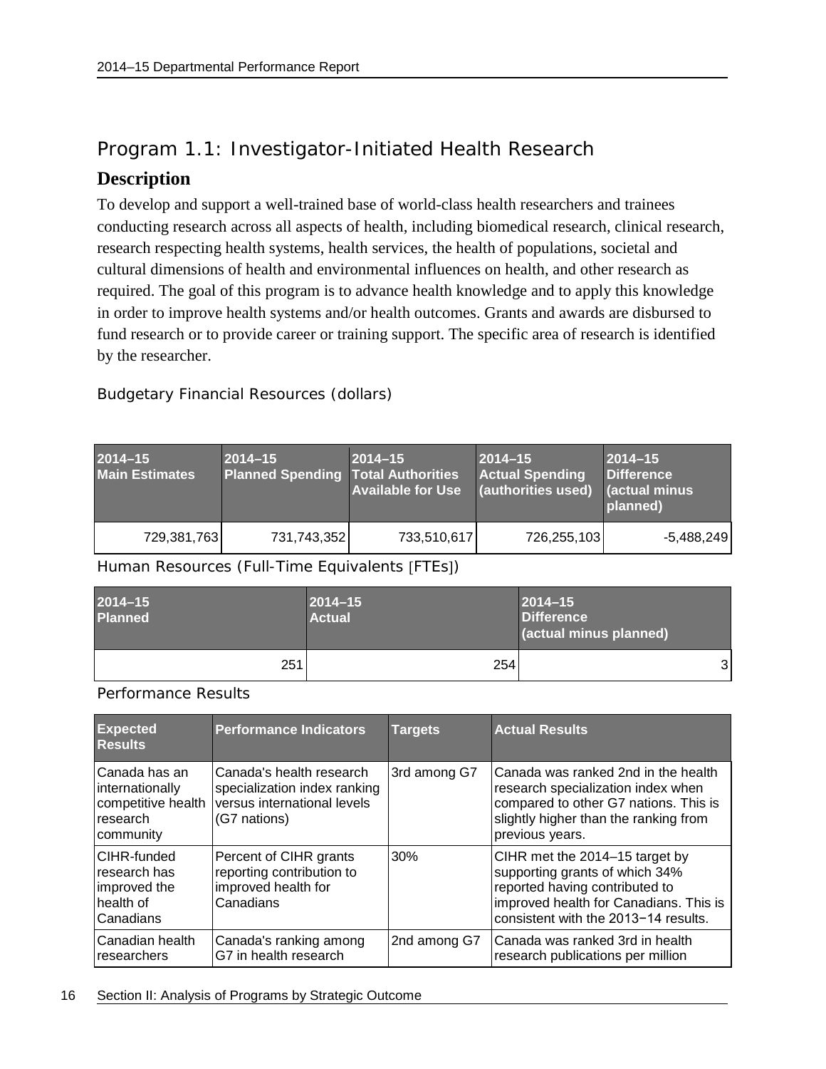## Program 1.1: Investigator-Initiated Health Research

### Description

To develop and support a well-trained base of world-class health researchers and trainees conducting research across all aspects of health, including biomedical research, clinical research, research respecting health systems, health services, the health of populations, societal and cultural dimensions of health and environmental influences on health, and other research as required. The goal of this program is to advance health knowledge and to apply this knowledge in order to improve health systems and/or health outcomes. Grants and awards are disbursed to fund research or to provide career or training support. The specific area of research is identified by the researcher.

Budgetary Financial Resources (dollars)

| 2014–15 Main Estimates | 2014–15 Planned Spending | 2014–15 Total Authorities Available for Use | 2014–15 Actual Spending (authorities used) | 2014–15 Difference (actual minus planned) |
|---|---|---|---|---|
| 729,381,763 | 731,743,352 | 733,510,617 | 726,255,103 | -5,488,249 |

Human Resources (Full-Time Equivalents [FTEs])

| 2014–15 Planned | 2014–15 Actual | 2014–15 Difference (actual minus planned) |
|---|---|---|
| 251 | 254 | 3 |

Performance Results

| Expected Results | Performance Indicators | Targets | Actual Results |
|---|---|---|---|
| Canada has an internationally competitive health research community | Canada's health research specialization index ranking versus international levels (G7 nations) | 3rd among G7 | Canada was ranked 2nd in the health research specialization index when compared to other G7 nations. This is slightly higher than the ranking from previous years. |
| CIHR-funded research has improved the health of Canadians | Percent of CIHR grants reporting contribution to improved health for Canadians | 30% | CIHR met the 2014–15 target by supporting grants of which 34% reported having contributed to improved health for Canadians. This is consistent with the 2013−14 results. |
| Canadian health researchers | Canada's ranking among G7 in health research | 2nd among G7 | Canada was ranked 3rd in health research publications per million |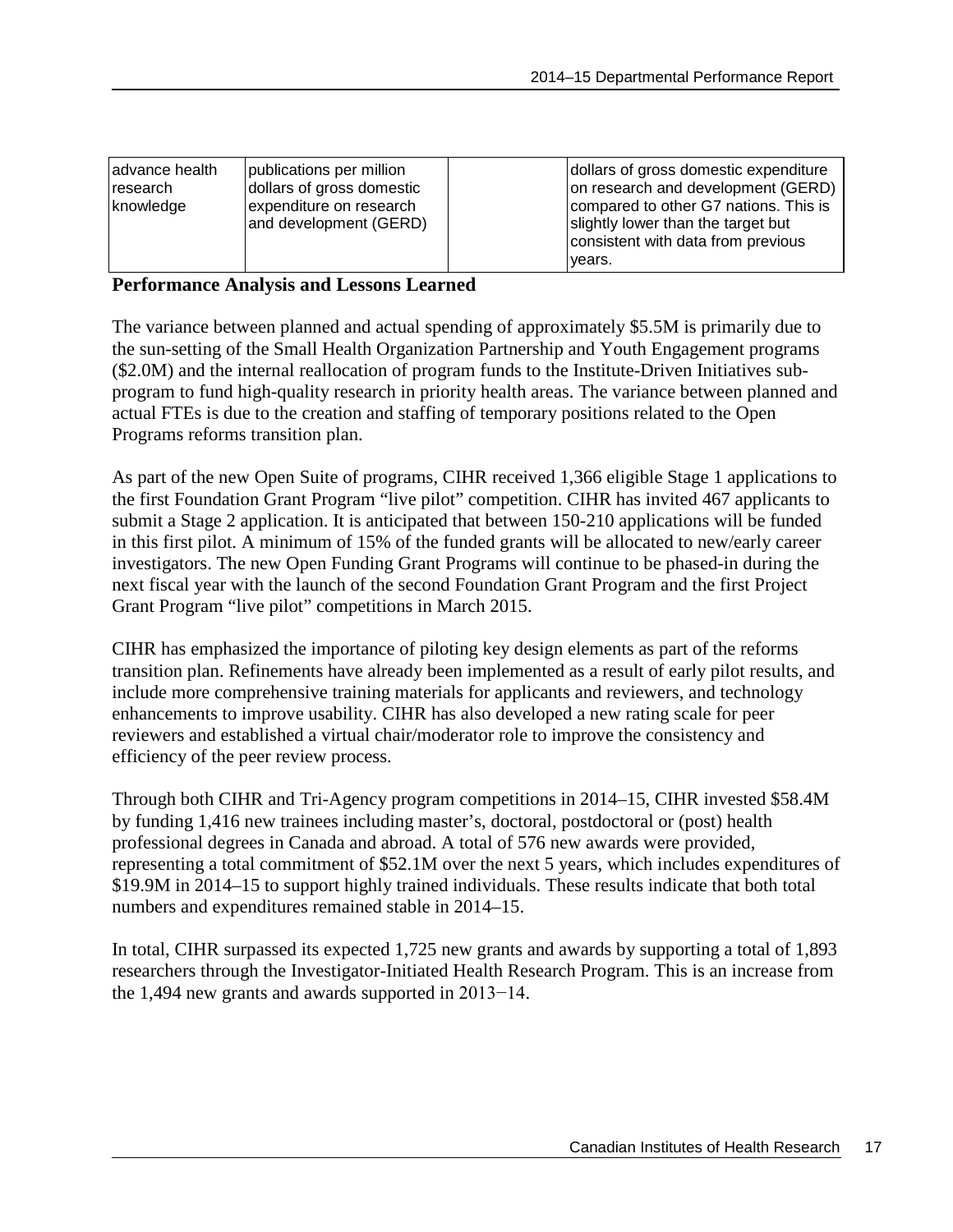| | | | |
|---|---|---|---|
| advance health research knowledge | publications per million dollars of gross domestic expenditure on research and development (GERD) | | dollars of gross domestic expenditure on research and development (GERD) compared to other G7 nations. This is slightly lower than the target but consistent with data from previous years. |

**Performance Analysis and Lessons Learned**

The variance between planned and actual spending of approximately $5.5M is primarily due to the sun-setting of the Small Health Organization Partnership and Youth Engagement programs ($2.0M) and the internal reallocation of program funds to the Institute-Driven Initiatives sub-program to fund high-quality research in priority health areas. The variance between planned and actual FTEs is due to the creation and staffing of temporary positions related to the Open Programs reforms transition plan.

As part of the new Open Suite of programs, CIHR received 1,366 eligible Stage 1 applications to the first Foundation Grant Program "live pilot" competition. CIHR has invited 467 applicants to submit a Stage 2 application. It is anticipated that between 150-210 applications will be funded in this first pilot. A minimum of 15% of the funded grants will be allocated to new/early career investigators. The new Open Funding Grant Programs will continue to be phased-in during the next fiscal year with the launch of the second Foundation Grant Program and the first Project Grant Program "live pilot" competitions in March 2015.

CIHR has emphasized the importance of piloting key design elements as part of the reforms transition plan. Refinements have already been implemented as a result of early pilot results, and include more comprehensive training materials for applicants and reviewers, and technology enhancements to improve usability. CIHR has also developed a new rating scale for peer reviewers and established a virtual chair/moderator role to improve the consistency and efficiency of the peer review process.

Through both CIHR and Tri-Agency program competitions in 2014–15, CIHR invested $58.4M by funding 1,416 new trainees including master's, doctoral, postdoctoral or (post) health professional degrees in Canada and abroad. A total of 576 new awards were provided, representing a total commitment of $52.1M over the next 5 years, which includes expenditures of $19.9M in 2014–15 to support highly trained individuals. These results indicate that both total numbers and expenditures remained stable in 2014–15.

In total, CIHR surpassed its expected 1,725 new grants and awards by supporting a total of 1,893 researchers through the Investigator-Initiated Health Research Program. This is an increase from the 1,494 new grants and awards supported in 2013−14.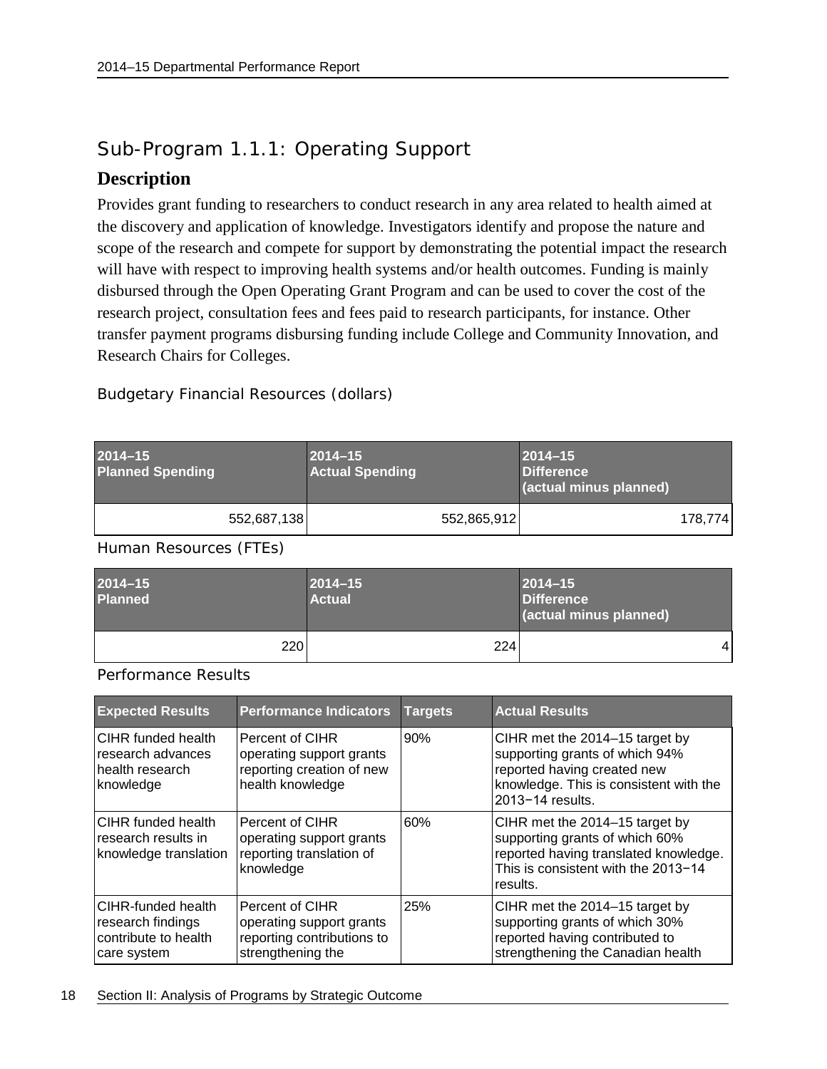## Sub-Program 1.1.1: Operating Support

### Description

Provides grant funding to researchers to conduct research in any area related to health aimed at the discovery and application of knowledge. Investigators identify and propose the nature and scope of the research and compete for support by demonstrating the potential impact the research will have with respect to improving health systems and/or health outcomes. Funding is mainly disbursed through the Open Operating Grant Program and can be used to cover the cost of the research project, consultation fees and fees paid to research participants, for instance. Other transfer payment programs disbursing funding include College and Community Innovation, and Research Chairs for Colleges.

Budgetary Financial Resources (dollars)

| 2014–15 Planned Spending | 2014–15 Actual Spending | 2014–15 Difference (actual minus planned) |
|---|---|---|
| 552,687,138 | 552,865,912 | 178,774 |

Human Resources (FTEs)

| 2014–15 Planned | 2014–15 Actual | 2014–15 Difference (actual minus planned) |
|---|---|---|
| 220 | 224 | 4 |

Performance Results

| Expected Results | Performance Indicators | Targets | Actual Results |
|---|---|---|---|
| CIHR funded health research advances health research knowledge | Percent of CIHR operating support grants reporting creation of new health knowledge | 90% | CIHR met the 2014–15 target by supporting grants of which 94% reported having created new knowledge. This is consistent with the 2013−14 results. |
| CIHR funded health research results in knowledge translation | Percent of CIHR operating support grants reporting translation of knowledge | 60% | CIHR met the 2014–15 target by supporting grants of which 60% reported having translated knowledge. This is consistent with the 2013−14 results. |
| CIHR-funded health research findings contribute to health care system | Percent of CIHR operating support grants reporting contributions to strengthening the | 25% | CIHR met the 2014–15 target by supporting grants of which 30% reported having contributed to strengthening the Canadian health |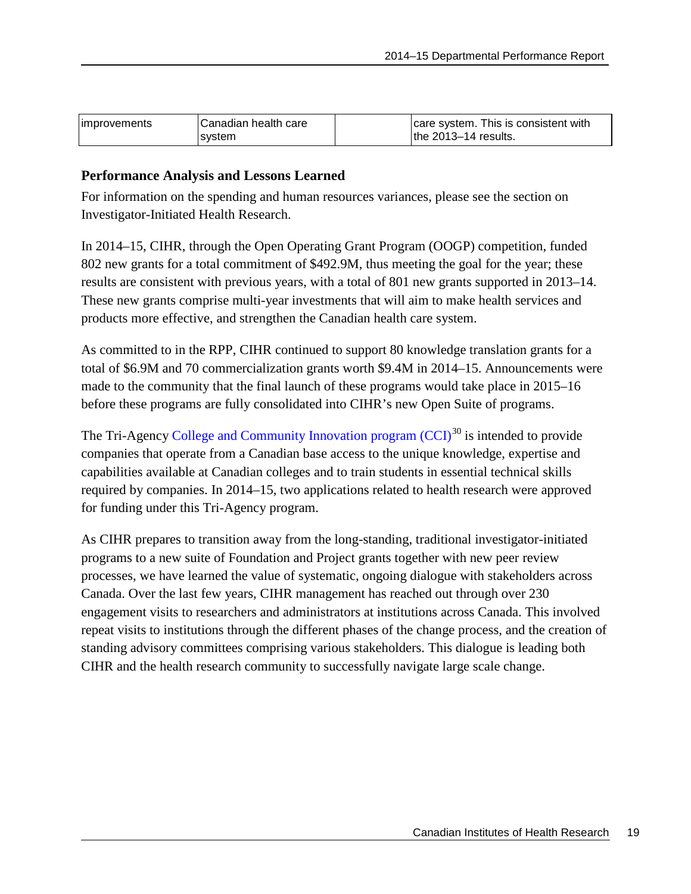| | | | |
|---|---|---|---|
| improvements | Canadian health care system | | care system. This is consistent with the 2013–14 results. |

### Performance Analysis and Lessons Learned

For information on the spending and human resources variances, please see the section on Investigator-Initiated Health Research.

In 2014–15, CIHR, through the Open Operating Grant Program (OOGP) competition, funded 802 new grants for a total commitment of $492.9M, thus meeting the goal for the year; these results are consistent with previous years, with a total of 801 new grants supported in 2013–14. These new grants comprise multi-year investments that will aim to make health services and products more effective, and strengthen the Canadian health care system.

As committed to in the RPP, CIHR continued to support 80 knowledge translation grants for a total of $6.9M and 70 commercialization grants worth $9.4M in 2014–15. Announcements were made to the community that the final launch of these programs would take place in 2015–16 before these programs are fully consolidated into CIHR's new Open Suite of programs.

The Tri-Agency College and Community Innovation program (CCI)[30] is intended to provide companies that operate from a Canadian base access to the unique knowledge, expertise and capabilities available at Canadian colleges and to train students in essential technical skills required by companies. In 2014–15, two applications related to health research were approved for funding under this Tri-Agency program.

As CIHR prepares to transition away from the long-standing, traditional investigator-initiated programs to a new suite of Foundation and Project grants together with new peer review processes, we have learned the value of systematic, ongoing dialogue with stakeholders across Canada. Over the last few years, CIHR management has reached out through over 230 engagement visits to researchers and administrators at institutions across Canada. This involved repeat visits to institutions through the different phases of the change process, and the creation of standing advisory committees comprising various stakeholders. This dialogue is leading both CIHR and the health research community to successfully navigate large scale change.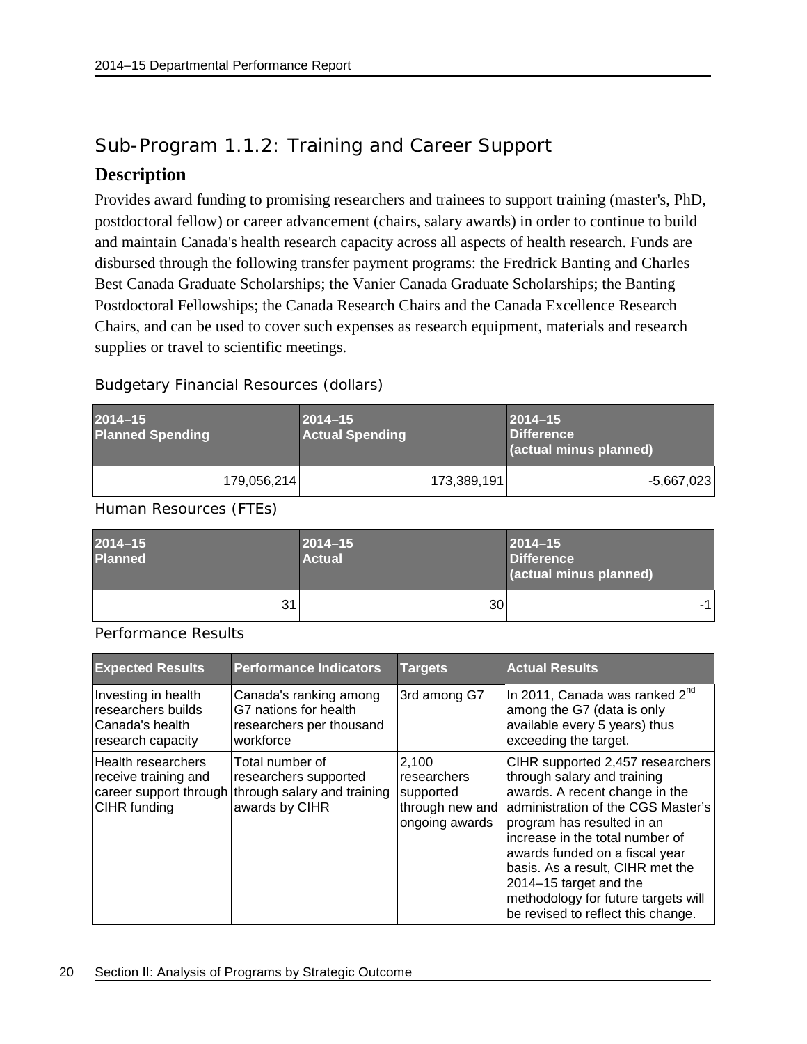## Sub-Program 1.1.2: Training and Career Support

### Description

Provides award funding to promising researchers and trainees to support training (master's, PhD, postdoctoral fellow) or career advancement (chairs, salary awards) in order to continue to build and maintain Canada's health research capacity across all aspects of health research. Funds are disbursed through the following transfer payment programs: the Fredrick Banting and Charles Best Canada Graduate Scholarships; the Vanier Canada Graduate Scholarships; the Banting Postdoctoral Fellowships; the Canada Research Chairs and the Canada Excellence Research Chairs, and can be used to cover such expenses as research equipment, materials and research supplies or travel to scientific meetings.

Budgetary Financial Resources (dollars)

| 2014–15 Planned Spending | 2014–15 Actual Spending | 2014–15 Difference (actual minus planned) |
|---|---|---|
| 179,056,214 | 173,389,191 | -5,667,023 |

Human Resources (FTEs)

| 2014–15 Planned | 2014–15 Actual | 2014–15 Difference (actual minus planned) |
|---|---|---|
| 31 | 30 | -1 |

Performance Results

| Expected Results | Performance Indicators | Targets | Actual Results |
|---|---|---|---|
| Investing in health researchers builds Canada's health research capacity | Canada's ranking among G7 nations for health researchers per thousand workforce | 3rd among G7 | In 2011, Canada was ranked 2nd among the G7 (data is only available every 5 years) thus exceeding the target. |
| Health researchers receive training and career support through CIHR funding | Total number of researchers supported through salary and training awards by CIHR | 2,100 researchers supported through new and ongoing awards | CIHR supported 2,457 researchers through salary and training awards. A recent change in the administration of the CGS Master's program has resulted in an increase in the total number of awards funded on a fiscal year basis. As a result, CIHR met the 2014–15 target and the methodology for future targets will be revised to reflect this change. |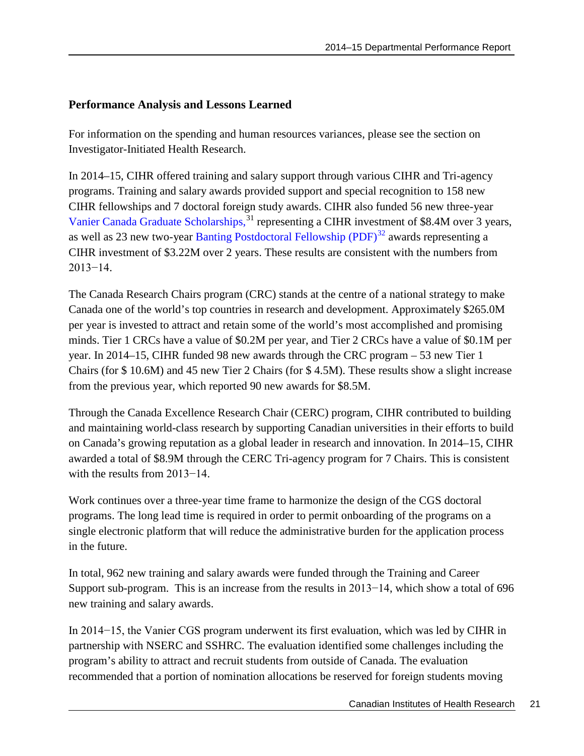**Performance Analysis and Lessons Learned**

For information on the spending and human resources variances, please see the section on Investigator-Initiated Health Research.

In 2014–15, CIHR offered training and salary support through various CIHR and Tri-agency programs. Training and salary awards provided support and special recognition to 158 new CIHR fellowships and 7 doctoral foreign study awards. CIHR also funded 56 new three-year Vanier Canada Graduate Scholarships,[31] representing a CIHR investment of $8.4M over 3 years, as well as 23 new two-year Banting Postdoctoral Fellowship (PDF)[32] awards representing a CIHR investment of $3.22M over 2 years. These results are consistent with the numbers from 2013−14.

The Canada Research Chairs program (CRC) stands at the centre of a national strategy to make Canada one of the world's top countries in research and development. Approximately $265.0M per year is invested to attract and retain some of the world's most accomplished and promising minds. Tier 1 CRCs have a value of $0.2M per year, and Tier 2 CRCs have a value of $0.1M per year. In 2014–15, CIHR funded 98 new awards through the CRC program – 53 new Tier 1 Chairs (for $ 10.6M) and 45 new Tier 2 Chairs (for $ 4.5M). These results show a slight increase from the previous year, which reported 90 new awards for $8.5M.

Through the Canada Excellence Research Chair (CERC) program, CIHR contributed to building and maintaining world-class research by supporting Canadian universities in their efforts to build on Canada's growing reputation as a global leader in research and innovation. In 2014–15, CIHR awarded a total of $8.9M through the CERC Tri-agency program for 7 Chairs. This is consistent with the results from 2013−14.

Work continues over a three-year time frame to harmonize the design of the CGS doctoral programs. The long lead time is required in order to permit onboarding of the programs on a single electronic platform that will reduce the administrative burden for the application process in the future.

In total, 962 new training and salary awards were funded through the Training and Career Support sub-program. This is an increase from the results in 2013−14, which show a total of 696 new training and salary awards.

In 2014−15, the Vanier CGS program underwent its first evaluation, which was led by CIHR in partnership with NSERC and SSHRC. The evaluation identified some challenges including the program's ability to attract and recruit students from outside of Canada. The evaluation recommended that a portion of nomination allocations be reserved for foreign students moving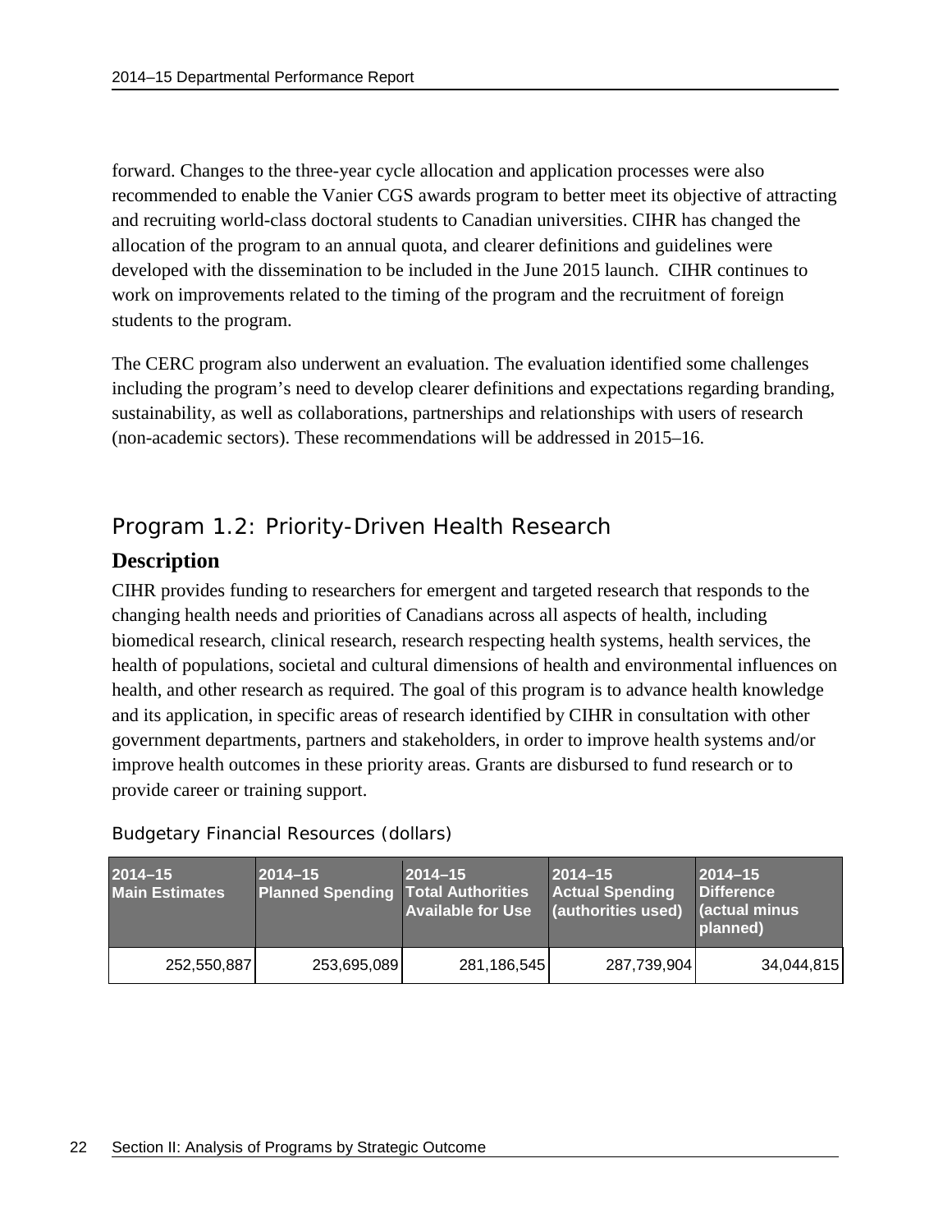forward. Changes to the three-year cycle allocation and application processes were also recommended to enable the Vanier CGS awards program to better meet its objective of attracting and recruiting world-class doctoral students to Canadian universities. CIHR has changed the allocation of the program to an annual quota, and clearer definitions and guidelines were developed with the dissemination to be included in the June 2015 launch. CIHR continues to work on improvements related to the timing of the program and the recruitment of foreign students to the program.

The CERC program also underwent an evaluation. The evaluation identified some challenges including the program's need to develop clearer definitions and expectations regarding branding, sustainability, as well as collaborations, partnerships and relationships with users of research (non-academic sectors). These recommendations will be addressed in 2015–16.

## Program 1.2: Priority-Driven Health Research

### Description

CIHR provides funding to researchers for emergent and targeted research that responds to the changing health needs and priorities of Canadians across all aspects of health, including biomedical research, clinical research, research respecting health systems, health services, the health of populations, societal and cultural dimensions of health and environmental influences on health, and other research as required. The goal of this program is to advance health knowledge and its application, in specific areas of research identified by CIHR in consultation with other government departments, partners and stakeholders, in order to improve health systems and/or improve health outcomes in these priority areas. Grants are disbursed to fund research or to provide career or training support.

Budgetary Financial Resources (dollars)

| 2014–15 Main Estimates | 2014–15 Planned Spending | 2014–15 Total Authorities Available for Use | 2014–15 Actual Spending (authorities used) | 2014–15 Difference (actual minus planned) |
|---|---|---|---|---|
| 252,550,887 | 253,695,089 | 281,186,545 | 287,739,904 | 34,044,815 |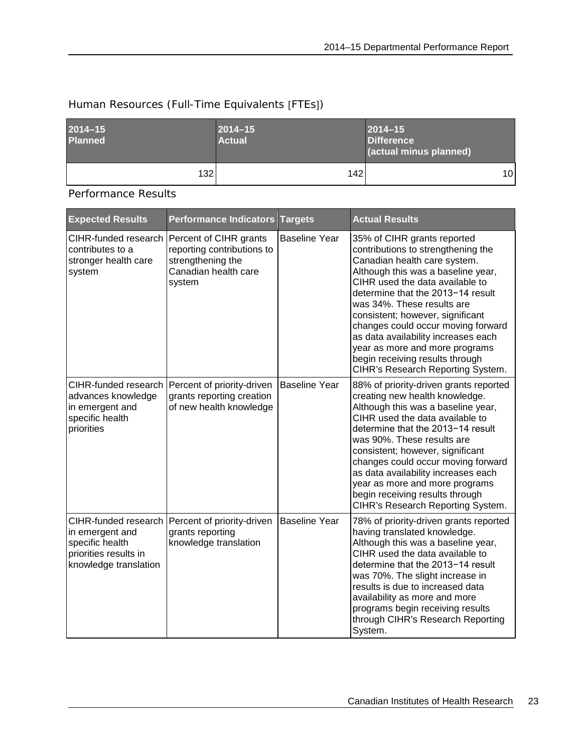### Human Resources (Full-Time Equivalents [FTEs])

| 2014–15 Planned | 2014–15 Actual | 2014–15 Difference (actual minus planned) |
|---|---|---|
| 132 | 142 | 10 |

### Performance Results

| Expected Results | Performance Indicators | Targets | Actual Results |
|---|---|---|---|
| CIHR-funded research contributes to a stronger health care system | Percent of CIHR grants reporting contributions to strengthening the Canadian health care system | Baseline Year | 35% of CIHR grants reported contributions to strengthening the Canadian health care system. Although this was a baseline year, CIHR used the data available to determine that the 2013−14 result was 34%. These results are consistent; however, significant changes could occur moving forward as data availability increases each year as more and more programs begin receiving results through CIHR's Research Reporting System. |
| CIHR-funded research advances knowledge in emergent and specific health priorities | Percent of priority-driven grants reporting creation of new health knowledge | Baseline Year | 88% of priority-driven grants reported creating new health knowledge. Although this was a baseline year, CIHR used the data available to determine that the 2013−14 result was 90%. These results are consistent; however, significant changes could occur moving forward as data availability increases each year as more and more programs begin receiving results through CIHR's Research Reporting System. |
| CIHR-funded research in emergent and specific health priorities results in knowledge translation | Percent of priority-driven grants reporting knowledge translation | Baseline Year | 78% of priority-driven grants reported having translated knowledge. Although this was a baseline year, CIHR used the data available to determine that the 2013−14 result was 70%. The slight increase in results is due to increased data availability as more and more programs begin receiving results through CIHR's Research Reporting System. |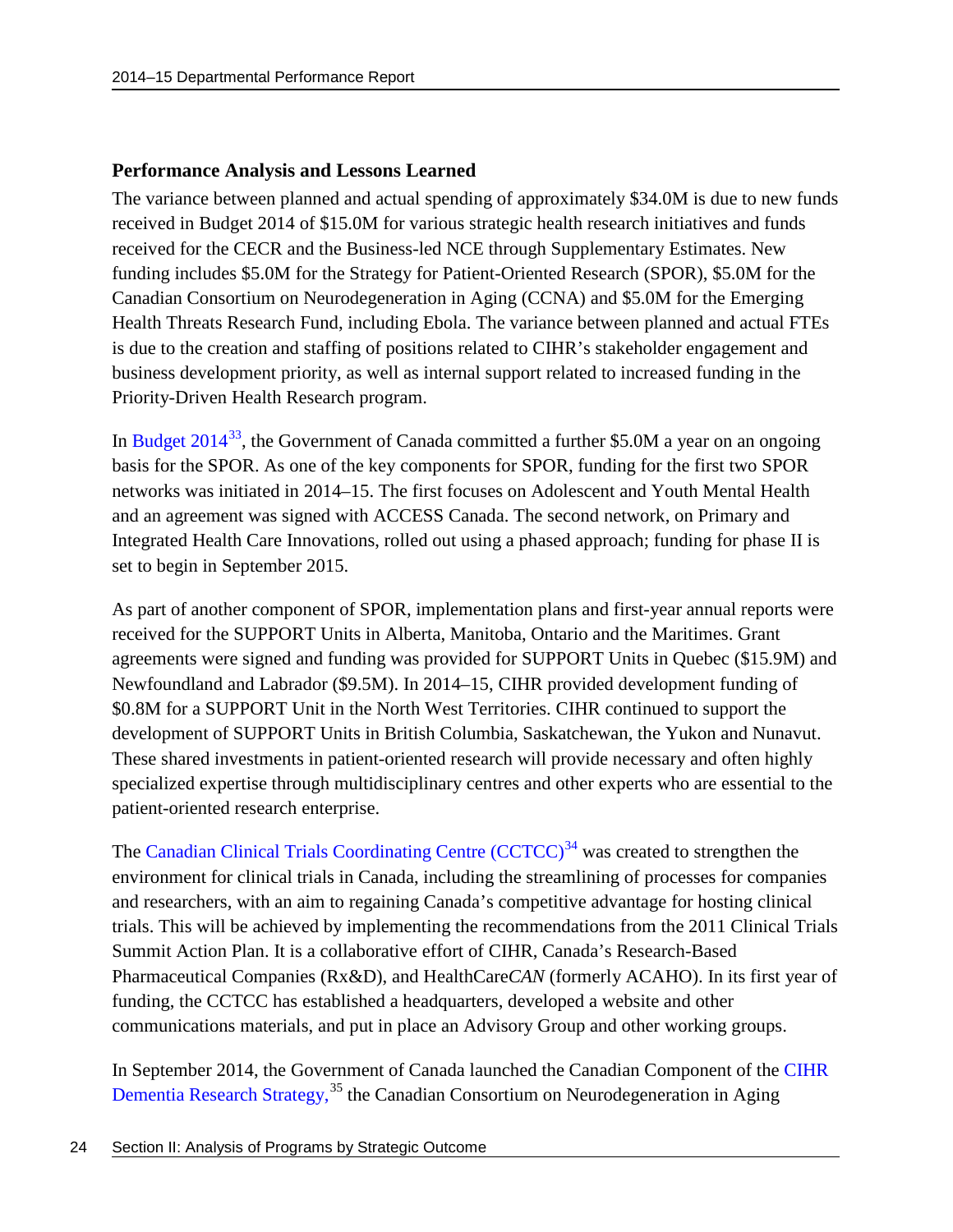### Performance Analysis and Lessons Learned

The variance between planned and actual spending of approximately $34.0M is due to new funds received in Budget 2014 of $15.0M for various strategic health research initiatives and funds received for the CECR and the Business-led NCE through Supplementary Estimates. New funding includes $5.0M for the Strategy for Patient-Oriented Research (SPOR), $5.0M for the Canadian Consortium on Neurodegeneration in Aging (CCNA) and $5.0M for the Emerging Health Threats Research Fund, including Ebola. The variance between planned and actual FTEs is due to the creation and staffing of positions related to CIHR's stakeholder engagement and business development priority, as well as internal support related to increased funding in the Priority-Driven Health Research program.

In Budget 2014[33], the Government of Canada committed a further $5.0M a year on an ongoing basis for the SPOR. As one of the key components for SPOR, funding for the first two SPOR networks was initiated in 2014–15. The first focuses on Adolescent and Youth Mental Health and an agreement was signed with ACCESS Canada. The second network, on Primary and Integrated Health Care Innovations, rolled out using a phased approach; funding for phase II is set to begin in September 2015.

As part of another component of SPOR, implementation plans and first-year annual reports were received for the SUPPORT Units in Alberta, Manitoba, Ontario and the Maritimes. Grant agreements were signed and funding was provided for SUPPORT Units in Quebec ($15.9M) and Newfoundland and Labrador ($9.5M). In 2014–15, CIHR provided development funding of $0.8M for a SUPPORT Unit in the North West Territories. CIHR continued to support the development of SUPPORT Units in British Columbia, Saskatchewan, the Yukon and Nunavut. These shared investments in patient-oriented research will provide necessary and often highly specialized expertise through multidisciplinary centres and other experts who are essential to the patient-oriented research enterprise.

The Canadian Clinical Trials Coordinating Centre (CCTCC)[34] was created to strengthen the environment for clinical trials in Canada, including the streamlining of processes for companies and researchers, with an aim to regaining Canada's competitive advantage for hosting clinical trials. This will be achieved by implementing the recommendations from the 2011 Clinical Trials Summit Action Plan. It is a collaborative effort of CIHR, Canada's Research-Based Pharmaceutical Companies (Rx&D), and HealthCare*CAN* (formerly ACAHO). In its first year of funding, the CCTCC has established a headquarters, developed a website and other communications materials, and put in place an Advisory Group and other working groups.

In September 2014, the Government of Canada launched the Canadian Component of the CIHR Dementia Research Strategy,[35] the Canadian Consortium on Neurodegeneration in Aging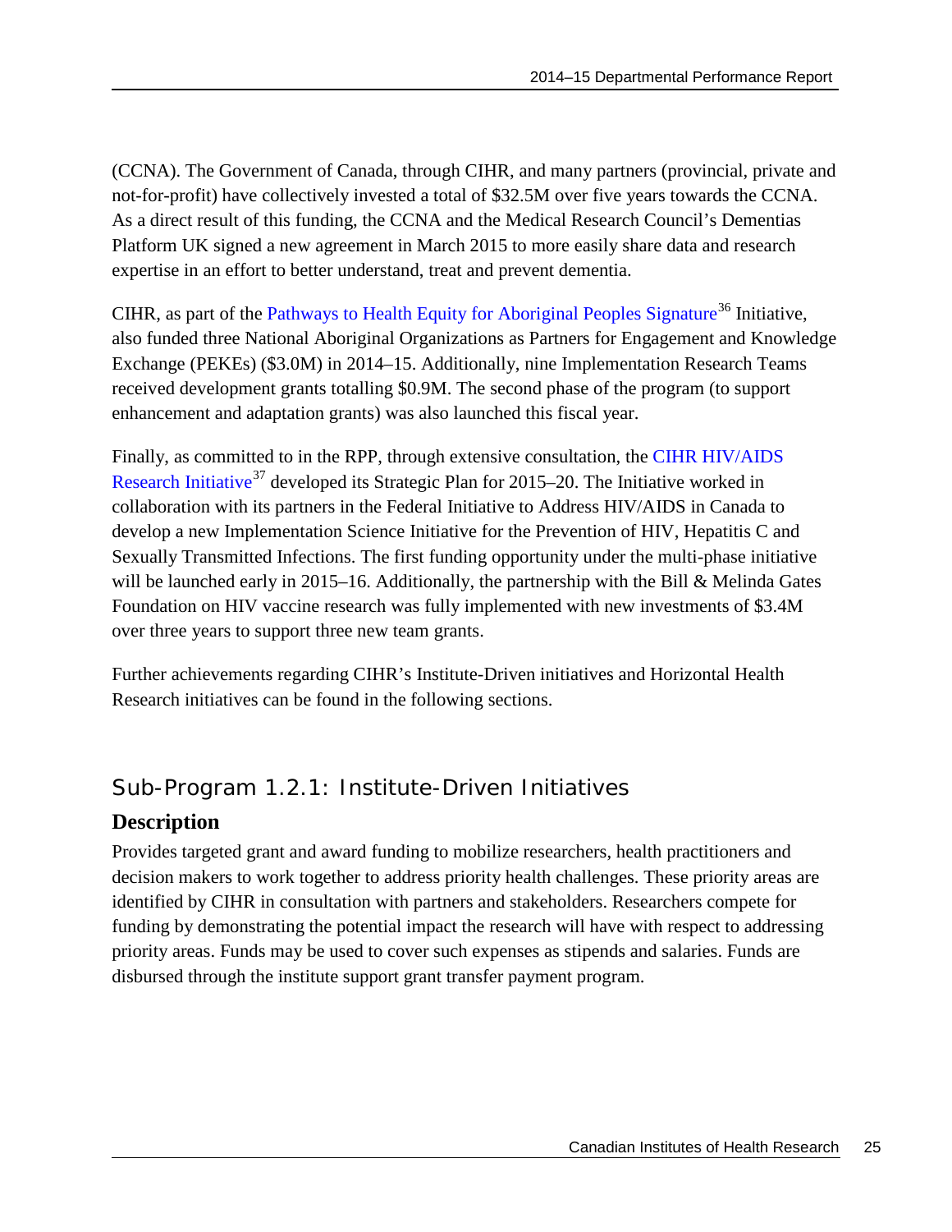(CCNA). The Government of Canada, through CIHR, and many partners (provincial, private and not-for-profit) have collectively invested a total of $32.5M over five years towards the CCNA. As a direct result of this funding, the CCNA and the Medical Research Council's Dementias Platform UK signed a new agreement in March 2015 to more easily share data and research expertise in an effort to better understand, treat and prevent dementia.

CIHR, as part of the Pathways to Health Equity for Aboriginal Peoples Signature[36] Initiative, also funded three National Aboriginal Organizations as Partners for Engagement and Knowledge Exchange (PEKEs) ($3.0M) in 2014–15. Additionally, nine Implementation Research Teams received development grants totalling $0.9M. The second phase of the program (to support enhancement and adaptation grants) was also launched this fiscal year.

Finally, as committed to in the RPP, through extensive consultation, the CIHR HIV/AIDS Research Initiative[37] developed its Strategic Plan for 2015–20. The Initiative worked in collaboration with its partners in the Federal Initiative to Address HIV/AIDS in Canada to develop a new Implementation Science Initiative for the Prevention of HIV, Hepatitis C and Sexually Transmitted Infections. The first funding opportunity under the multi-phase initiative will be launched early in 2015–16. Additionally, the partnership with the Bill & Melinda Gates Foundation on HIV vaccine research was fully implemented with new investments of $3.4M over three years to support three new team grants.

Further achievements regarding CIHR's Institute-Driven initiatives and Horizontal Health Research initiatives can be found in the following sections.

## Sub-Program 1.2.1: Institute-Driven Initiatives

### Description

Provides targeted grant and award funding to mobilize researchers, health practitioners and decision makers to work together to address priority health challenges. These priority areas are identified by CIHR in consultation with partners and stakeholders. Researchers compete for funding by demonstrating the potential impact the research will have with respect to addressing priority areas. Funds may be used to cover such expenses as stipends and salaries. Funds are disbursed through the institute support grant transfer payment program.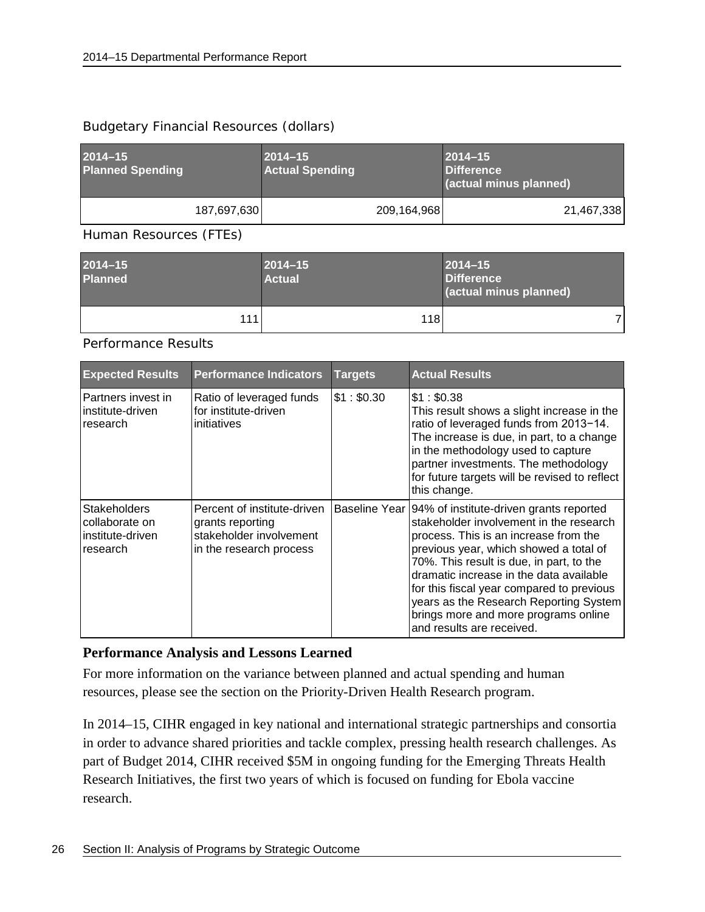Budgetary Financial Resources (dollars)

| 2014–15 Planned Spending | 2014–15 Actual Spending | 2014–15 Difference (actual minus planned) |
|---|---|---|
| 187,697,630 | 209,164,968 | 21,467,338 |

Human Resources (FTEs)

| 2014–15 Planned | 2014–15 Actual | 2014–15 Difference (actual minus planned) |
|---|---|---|
| 111 | 118 | 7 |

Performance Results

| Expected Results | Performance Indicators | Targets | Actual Results |
|---|---|---|---|
| Partners invest in institute-driven research | Ratio of leveraged funds for institute-driven initiatives | $1 : $0.30 | $1 : $0.38<br>This result shows a slight increase in the ratio of leveraged funds from 2013−14. The increase is due, in part, to a change in the methodology used to capture partner investments. The methodology for future targets will be revised to reflect this change. |
| Stakeholders collaborate on institute-driven research | Percent of institute-driven grants reporting stakeholder involvement in the research process | Baseline Year | 94% of institute-driven grants reported stakeholder involvement in the research process. This is an increase from the previous year, which showed a total of 70%. This result is due, in part, to the dramatic increase in the data available for this fiscal year compared to previous years as the Research Reporting System brings more and more programs online and results are received. |

**Performance Analysis and Lessons Learned**

For more information on the variance between planned and actual spending and human resources, please see the section on the Priority-Driven Health Research program.

In 2014–15, CIHR engaged in key national and international strategic partnerships and consortia in order to advance shared priorities and tackle complex, pressing health research challenges. As part of Budget 2014, CIHR received $5M in ongoing funding for the Emerging Threats Health Research Initiatives, the first two years of which is focused on funding for Ebola vaccine research.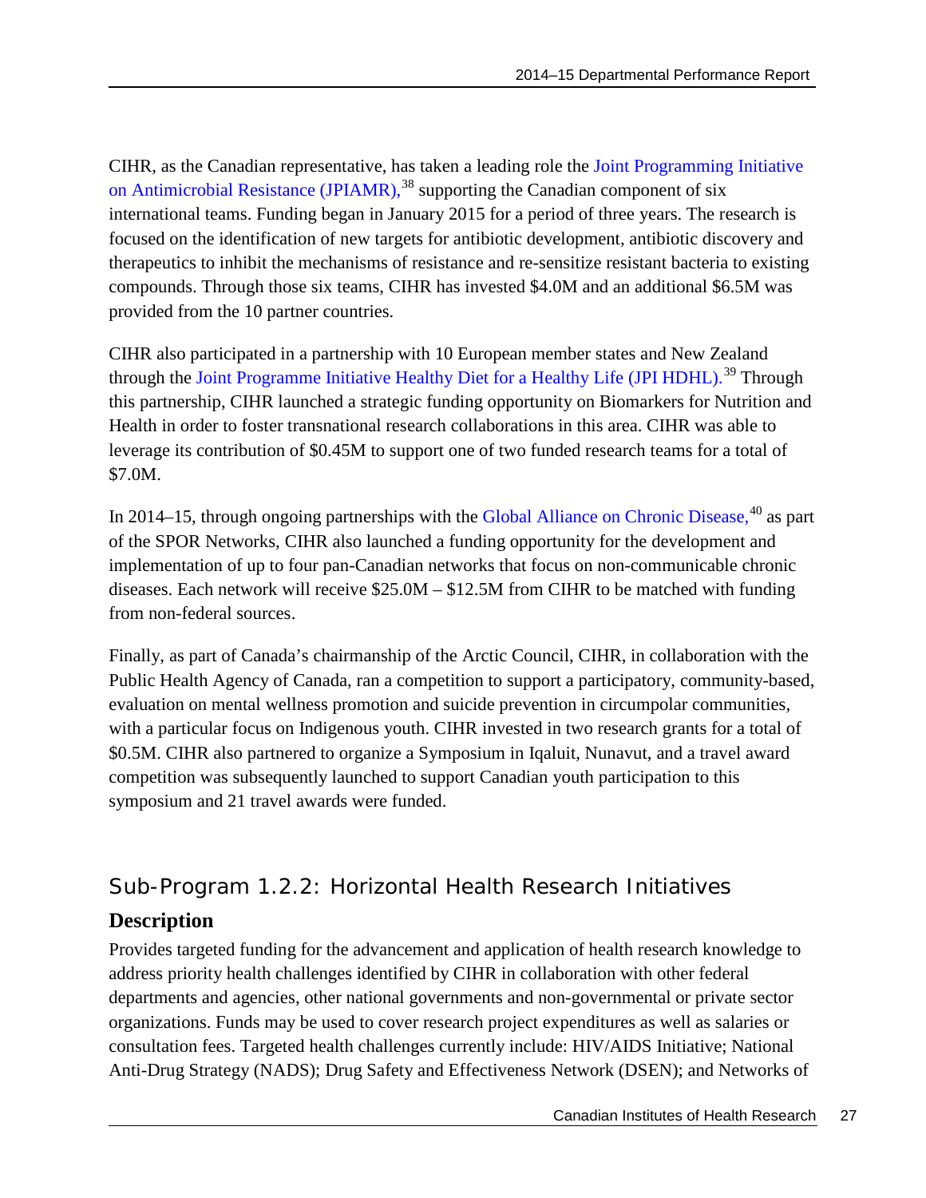CIHR, as the Canadian representative, has taken a leading role the Joint Programming Initiative on Antimicrobial Resistance (JPIAMR),[38] supporting the Canadian component of six international teams. Funding began in January 2015 for a period of three years. The research is focused on the identification of new targets for antibiotic development, antibiotic discovery and therapeutics to inhibit the mechanisms of resistance and re-sensitize resistant bacteria to existing compounds. Through those six teams, CIHR has invested $4.0M and an additional $6.5M was provided from the 10 partner countries.

CIHR also participated in a partnership with 10 European member states and New Zealand through the Joint Programme Initiative Healthy Diet for a Healthy Life (JPI HDHL).[39] Through this partnership, CIHR launched a strategic funding opportunity on Biomarkers for Nutrition and Health in order to foster transnational research collaborations in this area. CIHR was able to leverage its contribution of $0.45M to support one of two funded research teams for a total of $7.0M.

In 2014–15, through ongoing partnerships with the Global Alliance on Chronic Disease,[40] as part of the SPOR Networks, CIHR also launched a funding opportunity for the development and implementation of up to four pan-Canadian networks that focus on non-communicable chronic diseases. Each network will receive $25.0M – $12.5M from CIHR to be matched with funding from non-federal sources.

Finally, as part of Canada's chairmanship of the Arctic Council, CIHR, in collaboration with the Public Health Agency of Canada, ran a competition to support a participatory, community-based, evaluation on mental wellness promotion and suicide prevention in circumpolar communities, with a particular focus on Indigenous youth. CIHR invested in two research grants for a total of $0.5M. CIHR also partnered to organize a Symposium in Iqaluit, Nunavut, and a travel award competition was subsequently launched to support Canadian youth participation to this symposium and 21 travel awards were funded.

## Sub-Program 1.2.2: Horizontal Health Research Initiatives

### Description

Provides targeted funding for the advancement and application of health research knowledge to address priority health challenges identified by CIHR in collaboration with other federal departments and agencies, other national governments and non-governmental or private sector organizations. Funds may be used to cover research project expenditures as well as salaries or consultation fees. Targeted health challenges currently include: HIV/AIDS Initiative; National Anti-Drug Strategy (NADS); Drug Safety and Effectiveness Network (DSEN); and Networks of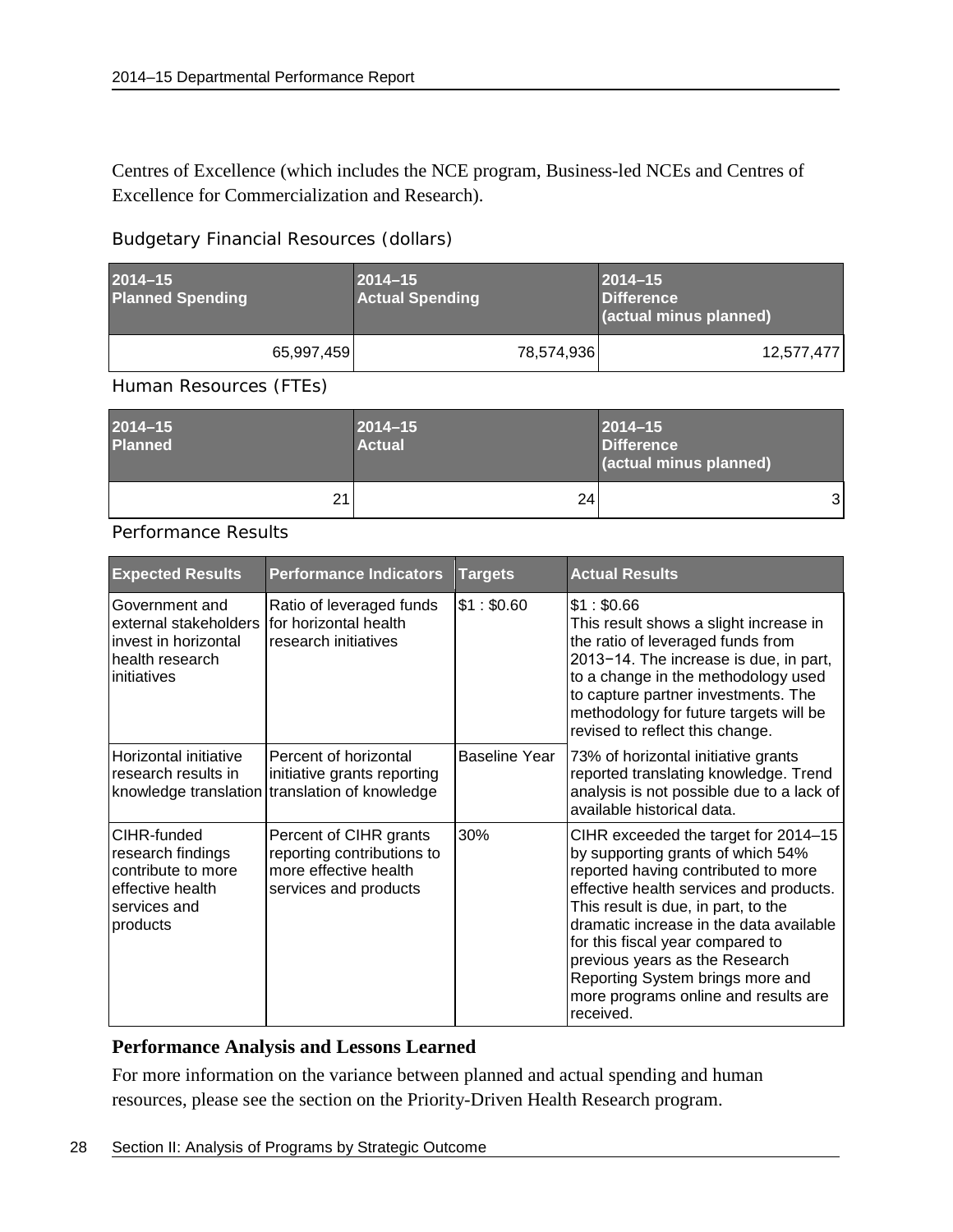Centres of Excellence (which includes the NCE program, Business-led NCEs and Centres of Excellence for Commercialization and Research).

Budgetary Financial Resources (dollars)

| 2014–15 Planned Spending | 2014–15 Actual Spending | 2014–15 Difference (actual minus planned) |
|---|---|---|
| 65,997,459 | 78,574,936 | 12,577,477 |

Human Resources (FTEs)

| 2014–15 Planned | 2014–15 Actual | 2014–15 Difference (actual minus planned) |
|---|---|---|
| 21 | 24 | 3 |

Performance Results

| Expected Results | Performance Indicators | Targets | Actual Results |
|---|---|---|---|
| Government and external stakeholders invest in horizontal health research initiatives | Ratio of leveraged funds for horizontal health research initiatives | $1 : $0.60 | $1 : $0.66<br>This result shows a slight increase in the ratio of leveraged funds from 2013−14. The increase is due, in part, to a change in the methodology used to capture partner investments. The methodology for future targets will be revised to reflect this change. |
| Horizontal initiative research results in knowledge translation | Percent of horizontal initiative grants reporting translation of knowledge | Baseline Year | 73% of horizontal initiative grants reported translating knowledge. Trend analysis is not possible due to a lack of available historical data. |
| CIHR-funded research findings contribute to more effective health services and products | Percent of CIHR grants reporting contributions to more effective health services and products | 30% | CIHR exceeded the target for 2014–15 by supporting grants of which 54% reported having contributed to more effective health services and products. This result is due, in part, to the dramatic increase in the data available for this fiscal year compared to previous years as the Research Reporting System brings more and more programs online and results are received. |

## Performance Analysis and Lessons Learned

For more information on the variance between planned and actual spending and human resources, please see the section on the Priority-Driven Health Research program.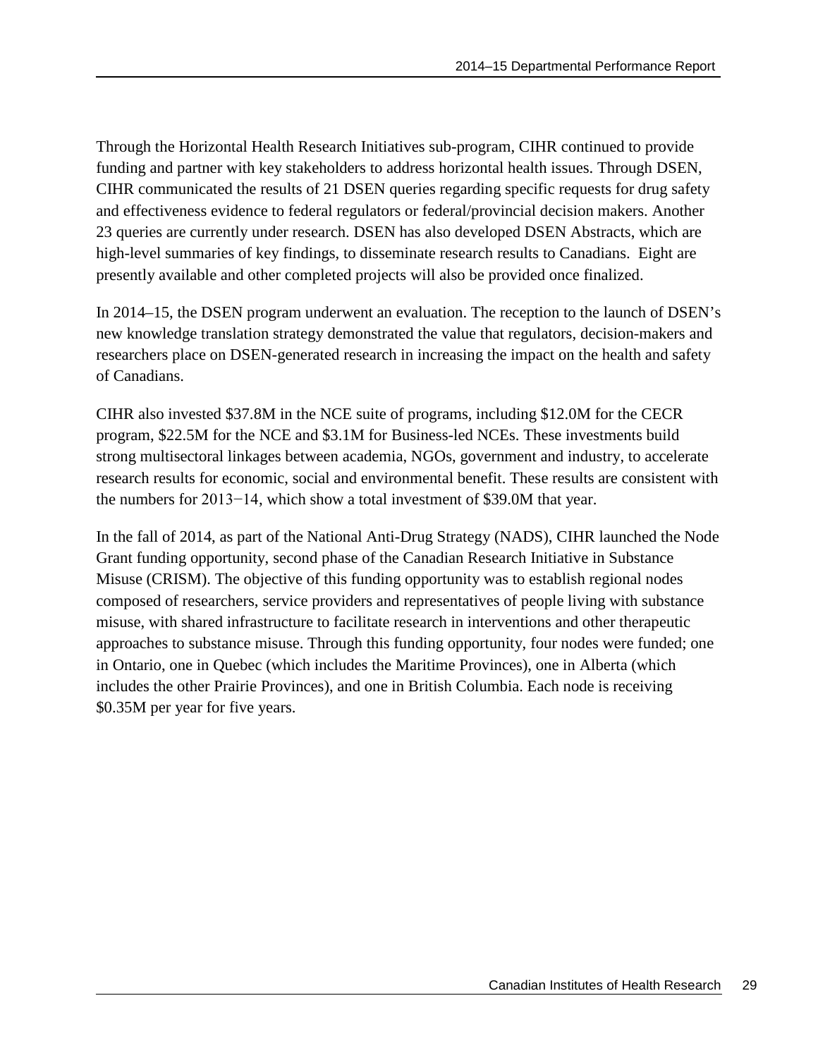Through the Horizontal Health Research Initiatives sub-program, CIHR continued to provide funding and partner with key stakeholders to address horizontal health issues. Through DSEN, CIHR communicated the results of 21 DSEN queries regarding specific requests for drug safety and effectiveness evidence to federal regulators or federal/provincial decision makers. Another 23 queries are currently under research. DSEN has also developed DSEN Abstracts, which are high-level summaries of key findings, to disseminate research results to Canadians. Eight are presently available and other completed projects will also be provided once finalized.

In 2014–15, the DSEN program underwent an evaluation. The reception to the launch of DSEN's new knowledge translation strategy demonstrated the value that regulators, decision-makers and researchers place on DSEN-generated research in increasing the impact on the health and safety of Canadians.

CIHR also invested $37.8M in the NCE suite of programs, including $12.0M for the CECR program, $22.5M for the NCE and $3.1M for Business-led NCEs. These investments build strong multisectoral linkages between academia, NGOs, government and industry, to accelerate research results for economic, social and environmental benefit. These results are consistent with the numbers for 2013−14, which show a total investment of $39.0M that year.

In the fall of 2014, as part of the National Anti-Drug Strategy (NADS), CIHR launched the Node Grant funding opportunity, second phase of the Canadian Research Initiative in Substance Misuse (CRISM). The objective of this funding opportunity was to establish regional nodes composed of researchers, service providers and representatives of people living with substance misuse, with shared infrastructure to facilitate research in interventions and other therapeutic approaches to substance misuse. Through this funding opportunity, four nodes were funded; one in Ontario, one in Quebec (which includes the Maritime Provinces), one in Alberta (which includes the other Prairie Provinces), and one in British Columbia. Each node is receiving $0.35M per year for five years.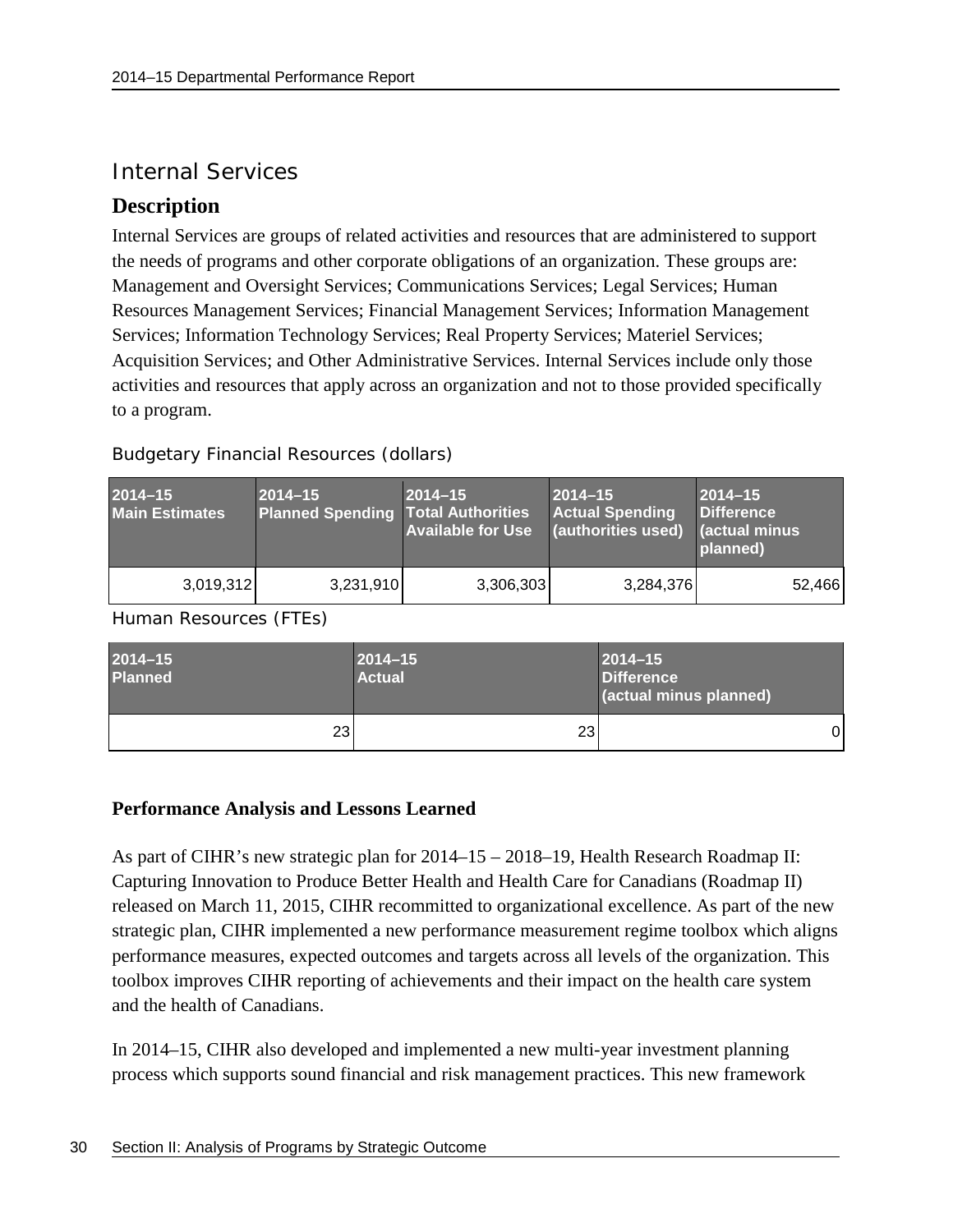## Internal Services

### Description

Internal Services are groups of related activities and resources that are administered to support the needs of programs and other corporate obligations of an organization. These groups are: Management and Oversight Services; Communications Services; Legal Services; Human Resources Management Services; Financial Management Services; Information Management Services; Information Technology Services; Real Property Services; Materiel Services; Acquisition Services; and Other Administrative Services. Internal Services include only those activities and resources that apply across an organization and not to those provided specifically to a program.

Budgetary Financial Resources (dollars)

| 2014–15 Main Estimates | 2014–15 Planned Spending | 2014–15 Total Authorities Available for Use | 2014–15 Actual Spending (authorities used) | 2014–15 Difference (actual minus planned) |
|---|---|---|---|---|
| 3,019,312 | 3,231,910 | 3,306,303 | 3,284,376 | 52,466 |

Human Resources (FTEs)

| 2014–15 Planned | 2014–15 Actual | 2014–15 Difference (actual minus planned) |
|---|---|---|
| 23 | 23 | 0 |

**Performance Analysis and Lessons Learned**

As part of CIHR's new strategic plan for 2014–15 – 2018–19, Health Research Roadmap II: Capturing Innovation to Produce Better Health and Health Care for Canadians (Roadmap II) released on March 11, 2015, CIHR recommitted to organizational excellence. As part of the new strategic plan, CIHR implemented a new performance measurement regime toolbox which aligns performance measures, expected outcomes and targets across all levels of the organization. This toolbox improves CIHR reporting of achievements and their impact on the health care system and the health of Canadians.

In 2014–15, CIHR also developed and implemented a new multi-year investment planning process which supports sound financial and risk management practices. This new framework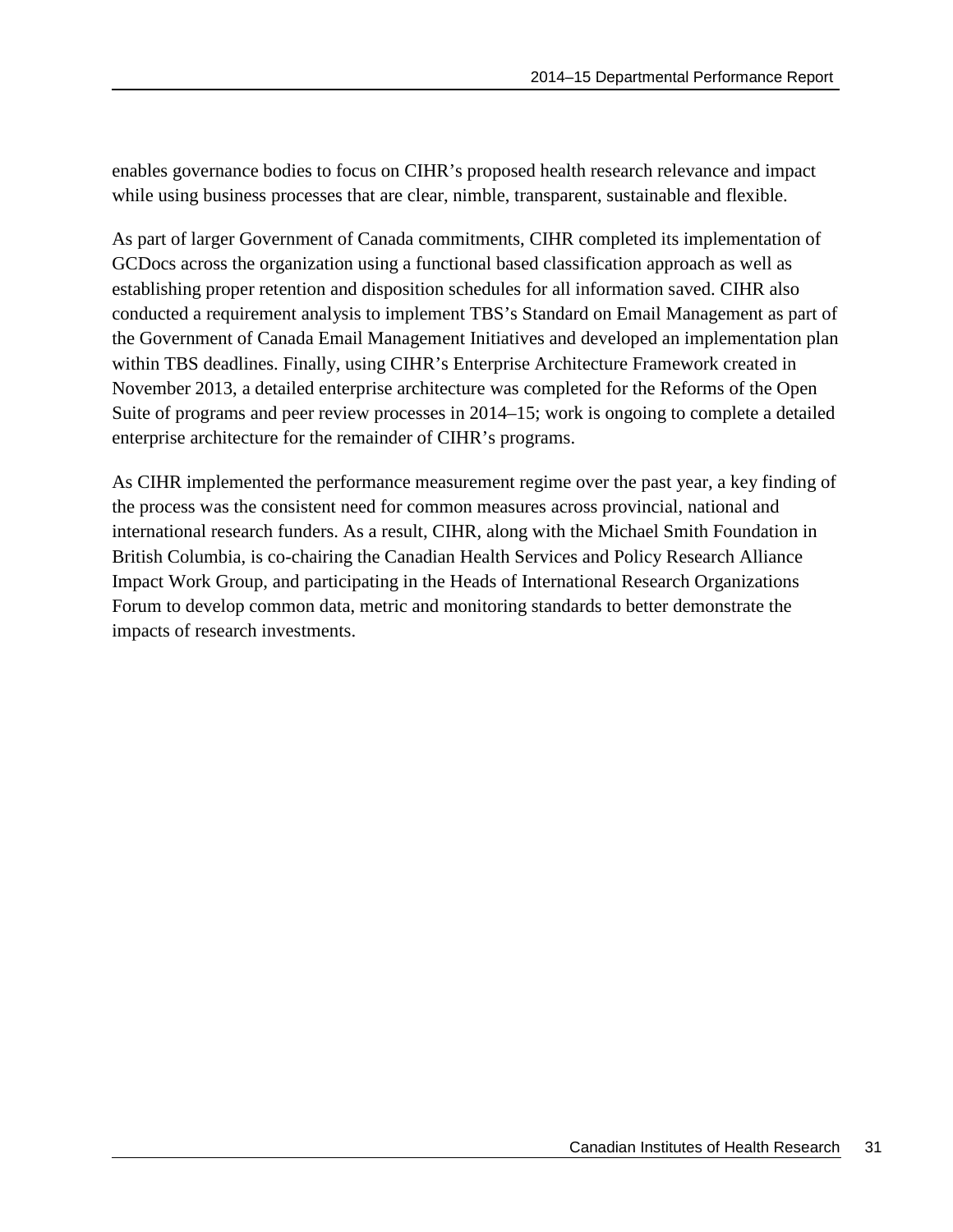enables governance bodies to focus on CIHR's proposed health research relevance and impact while using business processes that are clear, nimble, transparent, sustainable and flexible.

As part of larger Government of Canada commitments, CIHR completed its implementation of GCDocs across the organization using a functional based classification approach as well as establishing proper retention and disposition schedules for all information saved. CIHR also conducted a requirement analysis to implement TBS's Standard on Email Management as part of the Government of Canada Email Management Initiatives and developed an implementation plan within TBS deadlines. Finally, using CIHR's Enterprise Architecture Framework created in November 2013, a detailed enterprise architecture was completed for the Reforms of the Open Suite of programs and peer review processes in 2014–15; work is ongoing to complete a detailed enterprise architecture for the remainder of CIHR's programs.

As CIHR implemented the performance measurement regime over the past year, a key finding of the process was the consistent need for common measures across provincial, national and international research funders. As a result, CIHR, along with the Michael Smith Foundation in British Columbia, is co-chairing the Canadian Health Services and Policy Research Alliance Impact Work Group, and participating in the Heads of International Research Organizations Forum to develop common data, metric and monitoring standards to better demonstrate the impacts of research investments.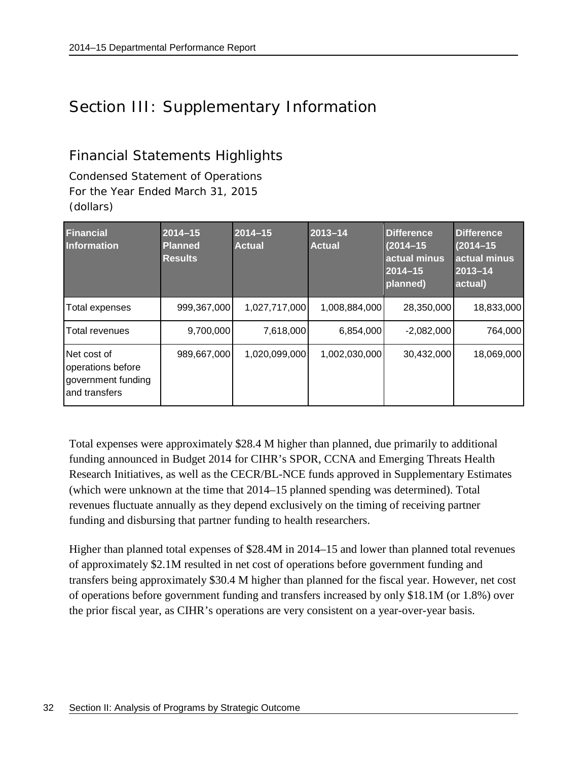# Section III: Supplementary Information

## Financial Statements Highlights

Condensed Statement of Operations
For the Year Ended March 31, 2015
(dollars)

| Financial Information | 2014–15 Planned Results | 2014–15 Actual | 2013–14 Actual | Difference (2014–15 actual minus 2014–15 planned) | Difference (2014–15 actual minus 2013–14 actual) |
|---|---|---|---|---|---|
| Total expenses | 999,367,000 | 1,027,717,000 | 1,008,884,000 | 28,350,000 | 18,833,000 |
| Total revenues | 9,700,000 | 7,618,000 | 6,854,000 | -2,082,000 | 764,000 |
| Net cost of operations before government funding and transfers | 989,667,000 | 1,020,099,000 | 1,002,030,000 | 30,432,000 | 18,069,000 |

Total expenses were approximately $28.4 M higher than planned, due primarily to additional funding announced in Budget 2014 for CIHR's SPOR, CCNA and Emerging Threats Health Research Initiatives, as well as the CECR/BL-NCE funds approved in Supplementary Estimates (which were unknown at the time that 2014–15 planned spending was determined). Total revenues fluctuate annually as they depend exclusively on the timing of receiving partner funding and disbursing that partner funding to health researchers.

Higher than planned total expenses of $28.4M in 2014–15 and lower than planned total revenues of approximately $2.1M resulted in net cost of operations before government funding and transfers being approximately $30.4 M higher than planned for the fiscal year. However, net cost of operations before government funding and transfers increased by only $18.1M (or 1.8%) over the prior fiscal year, as CIHR's operations are very consistent on a year-over-year basis.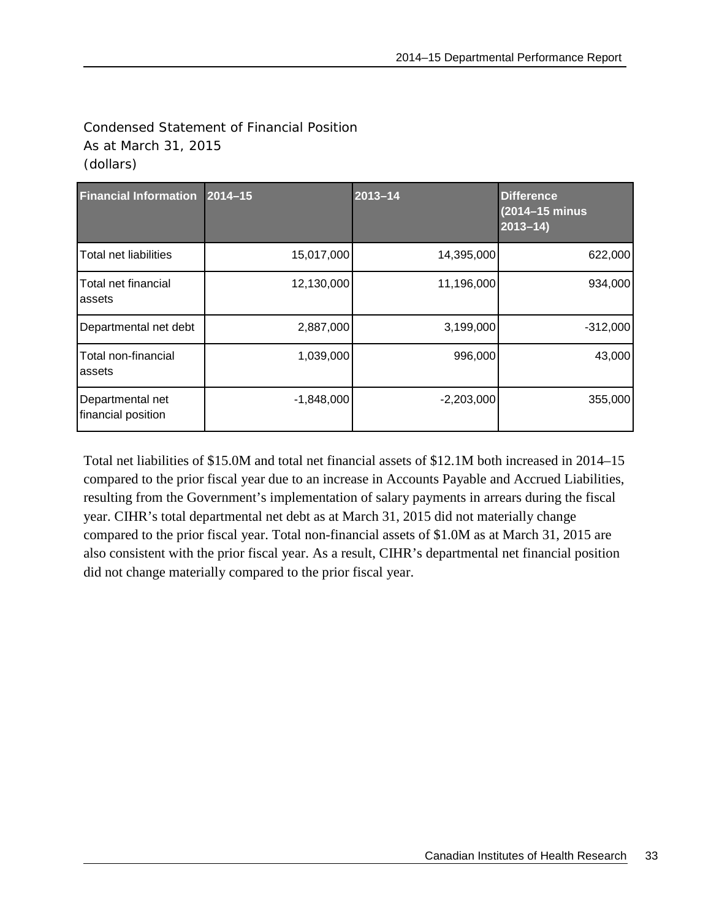Condensed Statement of Financial Position
As at March 31, 2015
(dollars)

| Financial Information | 2014–15 | 2013–14 | Difference (2014–15 minus 2013–14) |
|---|---|---|---|
| Total net liabilities | 15,017,000 | 14,395,000 | 622,000 |
| Total net financial assets | 12,130,000 | 11,196,000 | 934,000 |
| Departmental net debt | 2,887,000 | 3,199,000 | -312,000 |
| Total non-financial assets | 1,039,000 | 996,000 | 43,000 |
| Departmental net financial position | -1,848,000 | -2,203,000 | 355,000 |

Total net liabilities of $15.0M and total net financial assets of $12.1M both increased in 2014–15 compared to the prior fiscal year due to an increase in Accounts Payable and Accrued Liabilities, resulting from the Government's implementation of salary payments in arrears during the fiscal year. CIHR's total departmental net debt as at March 31, 2015 did not materially change compared to the prior fiscal year. Total non-financial assets of $1.0M as at March 31, 2015 are also consistent with the prior fiscal year. As a result, CIHR's departmental net financial position did not change materially compared to the prior fiscal year.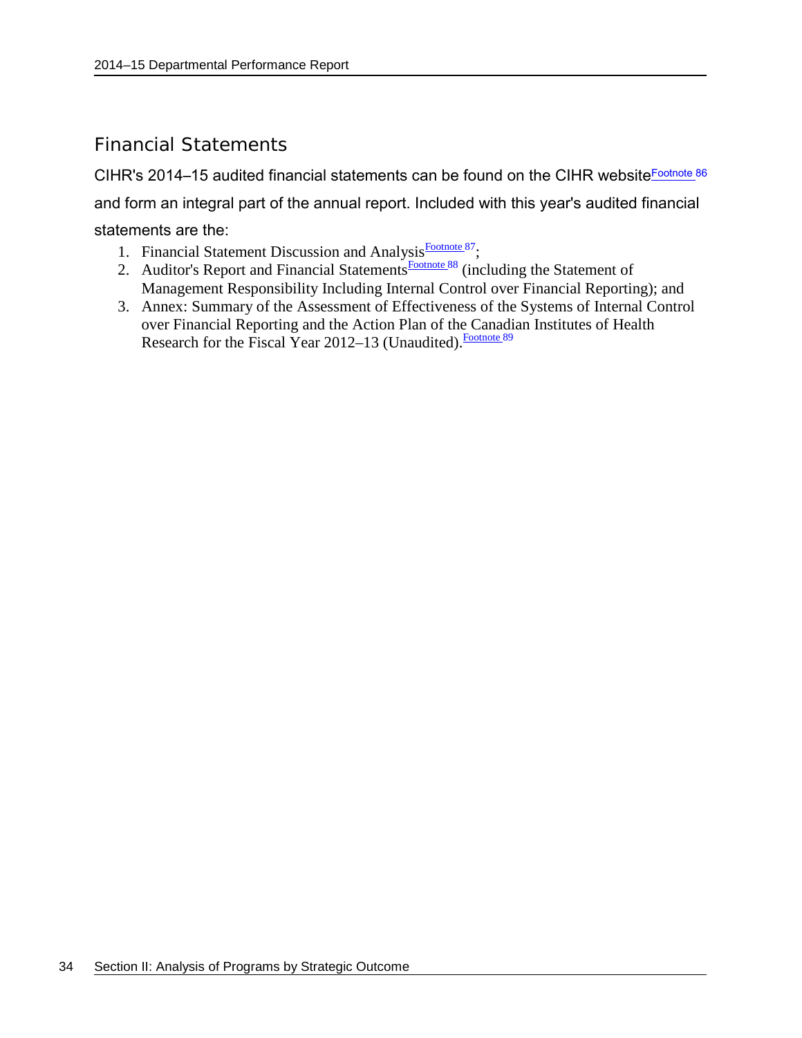## Financial Statements

CIHR's 2014–15 audited financial statements can be found on the CIHR website[Footnote 86] and form an integral part of the annual report. Included with this year's audited financial statements are the:

1. Financial Statement Discussion and Analysis[Footnote 87];
2. Auditor's Report and Financial Statements[Footnote 88] (including the Statement of Management Responsibility Including Internal Control over Financial Reporting); and
3. Annex: Summary of the Assessment of Effectiveness of the Systems of Internal Control over Financial Reporting and the Action Plan of the Canadian Institutes of Health Research for the Fiscal Year 2012–13 (Unaudited).[Footnote 89]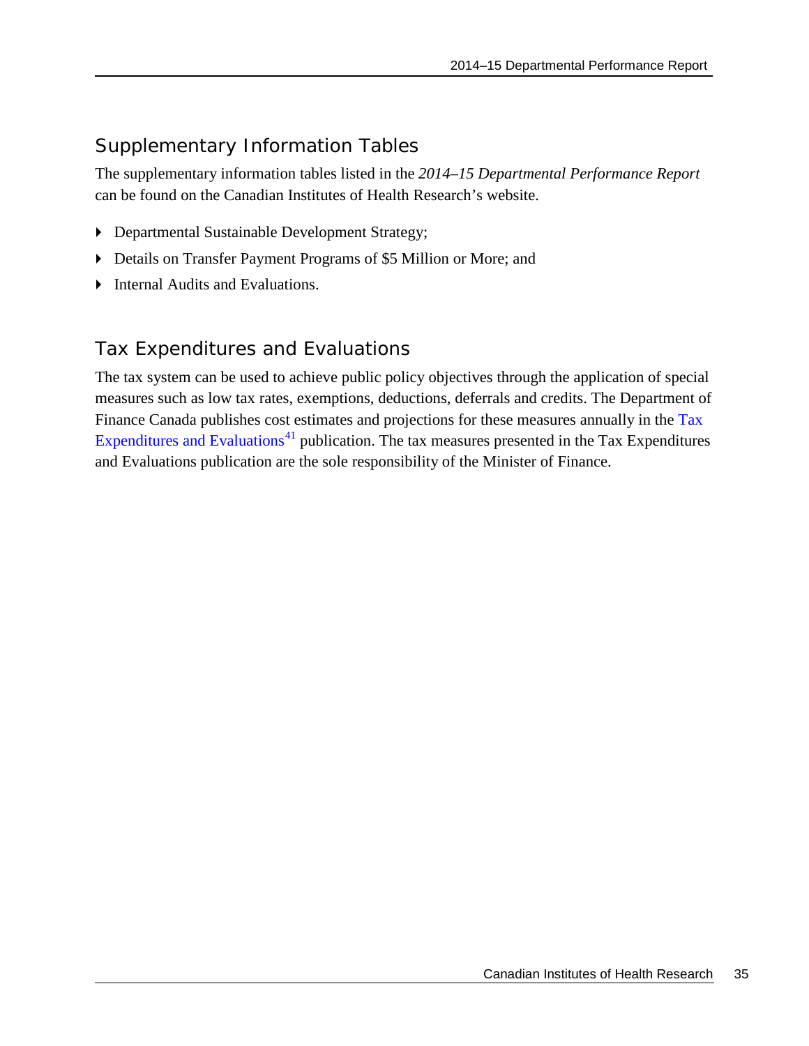## Supplementary Information Tables

The supplementary information tables listed in the *2014–15 Departmental Performance Report* can be found on the Canadian Institutes of Health Research's website.

- Departmental Sustainable Development Strategy;
- Details on Transfer Payment Programs of $5 Million or More; and
- Internal Audits and Evaluations.

## Tax Expenditures and Evaluations

The tax system can be used to achieve public policy objectives through the application of special measures such as low tax rates, exemptions, deductions, deferrals and credits. The Department of Finance Canada publishes cost estimates and projections for these measures annually in the Tax Expenditures and Evaluations[41] publication. The tax measures presented in the Tax Expenditures and Evaluations publication are the sole responsibility of the Minister of Finance.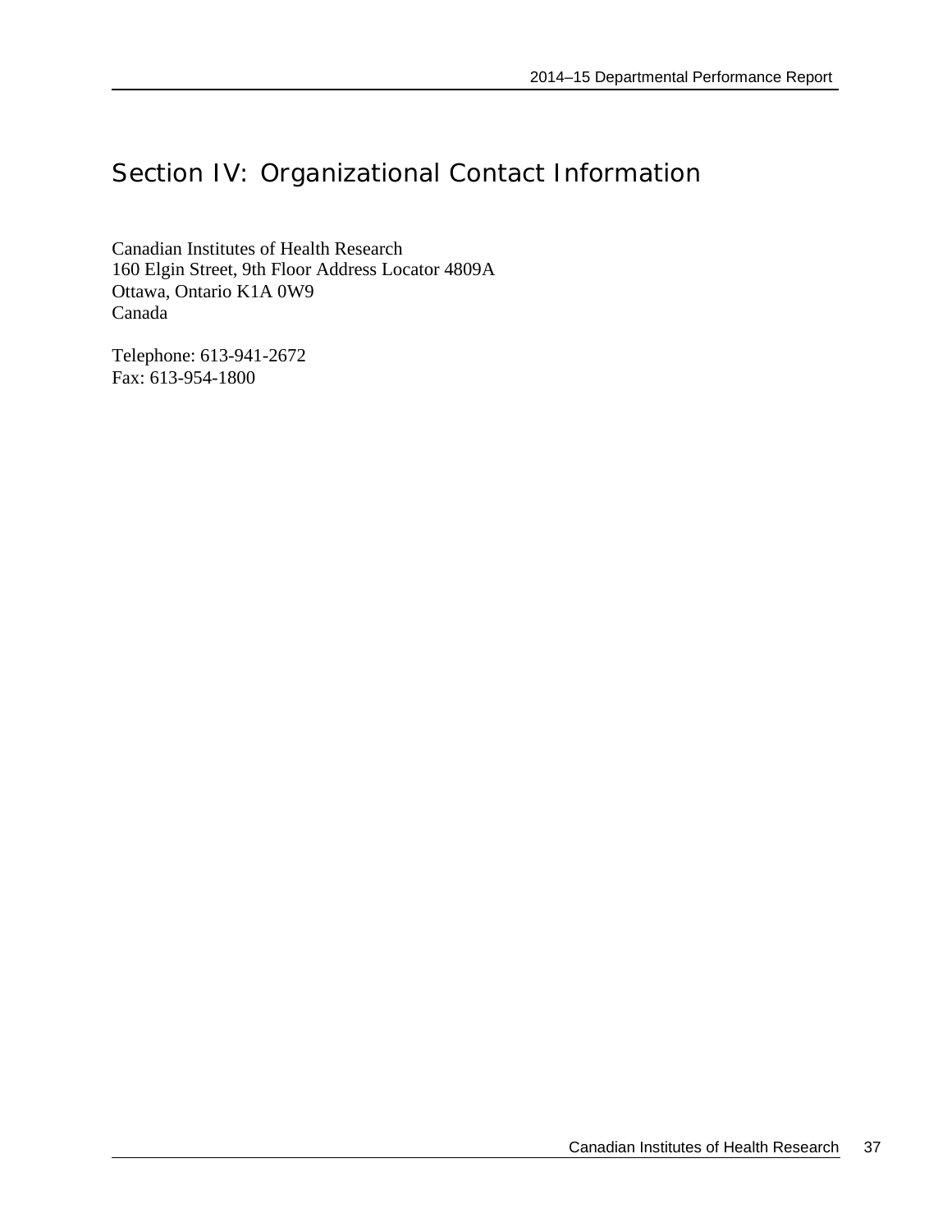# Section IV: Organizational Contact Information

Canadian Institutes of Health Research  
160 Elgin Street, 9th Floor Address Locator 4809A  
Ottawa, Ontario K1A 0W9  
Canada

Telephone: 613-941-2672  
Fax: 613-954-1800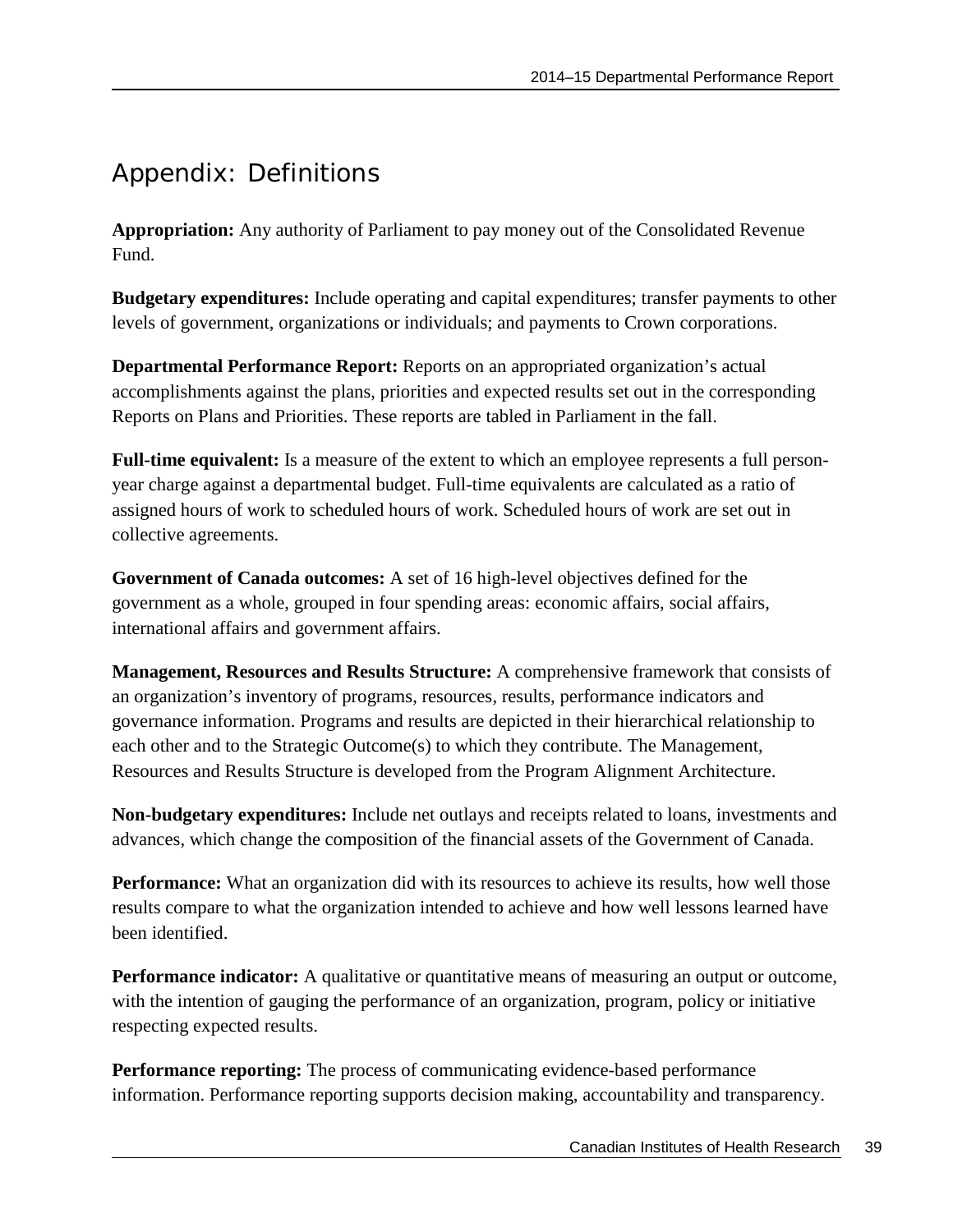# Appendix: Definitions

**Appropriation:** Any authority of Parliament to pay money out of the Consolidated Revenue Fund.

**Budgetary expenditures:** Include operating and capital expenditures; transfer payments to other levels of government, organizations or individuals; and payments to Crown corporations.

**Departmental Performance Report:** Reports on an appropriated organization's actual accomplishments against the plans, priorities and expected results set out in the corresponding Reports on Plans and Priorities. These reports are tabled in Parliament in the fall.

**Full-time equivalent:** Is a measure of the extent to which an employee represents a full person-year charge against a departmental budget. Full-time equivalents are calculated as a ratio of assigned hours of work to scheduled hours of work. Scheduled hours of work are set out in collective agreements.

**Government of Canada outcomes:** A set of 16 high-level objectives defined for the government as a whole, grouped in four spending areas: economic affairs, social affairs, international affairs and government affairs.

**Management, Resources and Results Structure:** A comprehensive framework that consists of an organization's inventory of programs, resources, results, performance indicators and governance information. Programs and results are depicted in their hierarchical relationship to each other and to the Strategic Outcome(s) to which they contribute. The Management, Resources and Results Structure is developed from the Program Alignment Architecture.

**Non-budgetary expenditures:** Include net outlays and receipts related to loans, investments and advances, which change the composition of the financial assets of the Government of Canada.

**Performance:** What an organization did with its resources to achieve its results, how well those results compare to what the organization intended to achieve and how well lessons learned have been identified.

**Performance indicator:** A qualitative or quantitative means of measuring an output or outcome, with the intention of gauging the performance of an organization, program, policy or initiative respecting expected results.

**Performance reporting:** The process of communicating evidence-based performance information. Performance reporting supports decision making, accountability and transparency.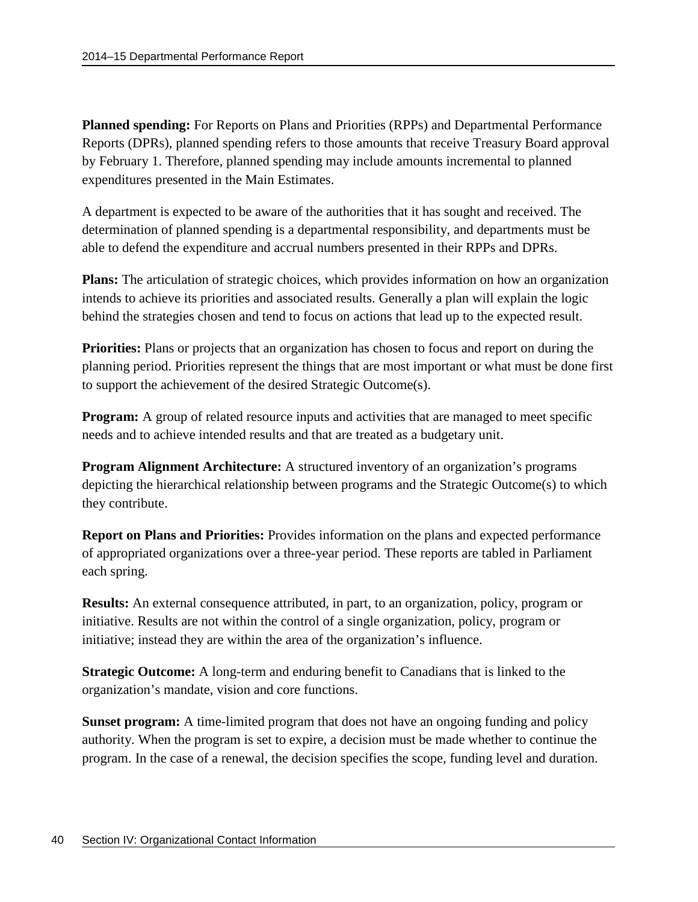**Planned spending:** For Reports on Plans and Priorities (RPPs) and Departmental Performance Reports (DPRs), planned spending refers to those amounts that receive Treasury Board approval by February 1. Therefore, planned spending may include amounts incremental to planned expenditures presented in the Main Estimates.

A department is expected to be aware of the authorities that it has sought and received. The determination of planned spending is a departmental responsibility, and departments must be able to defend the expenditure and accrual numbers presented in their RPPs and DPRs.

**Plans:** The articulation of strategic choices, which provides information on how an organization intends to achieve its priorities and associated results. Generally a plan will explain the logic behind the strategies chosen and tend to focus on actions that lead up to the expected result.

**Priorities:** Plans or projects that an organization has chosen to focus and report on during the planning period. Priorities represent the things that are most important or what must be done first to support the achievement of the desired Strategic Outcome(s).

**Program:** A group of related resource inputs and activities that are managed to meet specific needs and to achieve intended results and that are treated as a budgetary unit.

**Program Alignment Architecture:** A structured inventory of an organization's programs depicting the hierarchical relationship between programs and the Strategic Outcome(s) to which they contribute.

**Report on Plans and Priorities:** Provides information on the plans and expected performance of appropriated organizations over a three-year period. These reports are tabled in Parliament each spring.

**Results:** An external consequence attributed, in part, to an organization, policy, program or initiative. Results are not within the control of a single organization, policy, program or initiative; instead they are within the area of the organization's influence.

**Strategic Outcome:** A long-term and enduring benefit to Canadians that is linked to the organization's mandate, vision and core functions.

**Sunset program:** A time-limited program that does not have an ongoing funding and policy authority. When the program is set to expire, a decision must be made whether to continue the program. In the case of a renewal, the decision specifies the scope, funding level and duration.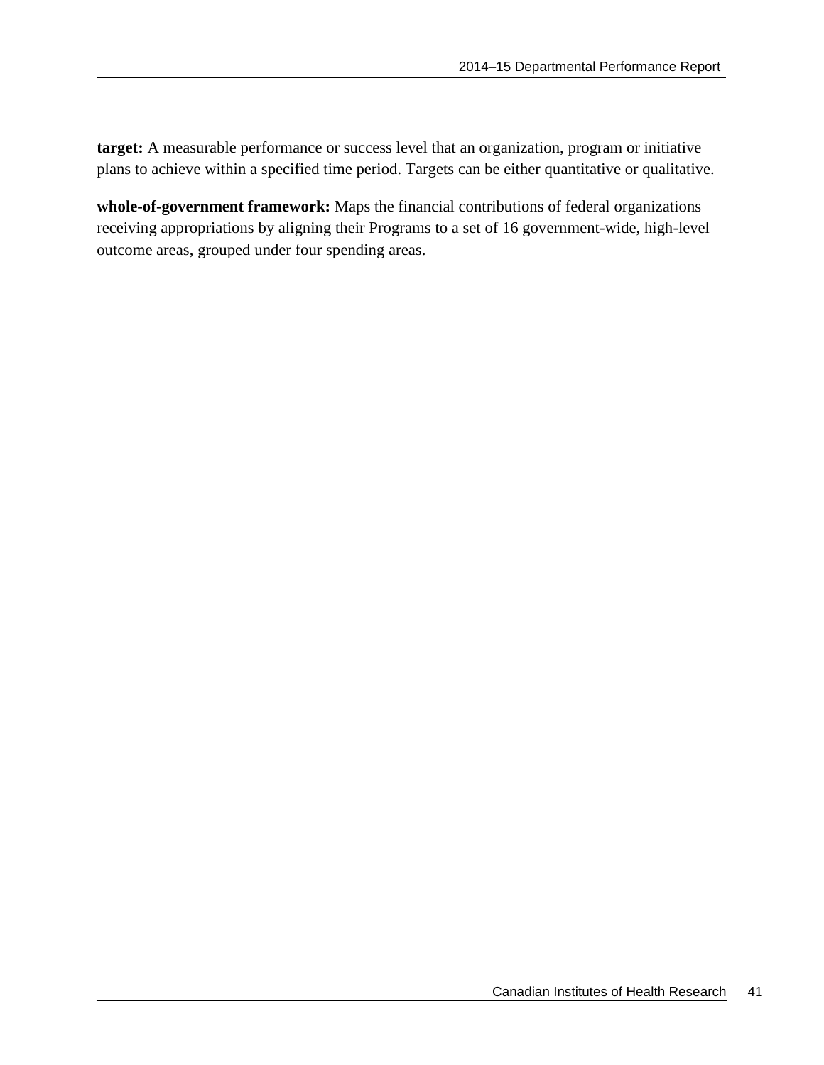**target:** A measurable performance or success level that an organization, program or initiative plans to achieve within a specified time period. Targets can be either quantitative or qualitative.

**whole-of-government framework:** Maps the financial contributions of federal organizations receiving appropriations by aligning their Programs to a set of 16 government-wide, high-level outcome areas, grouped under four spending areas.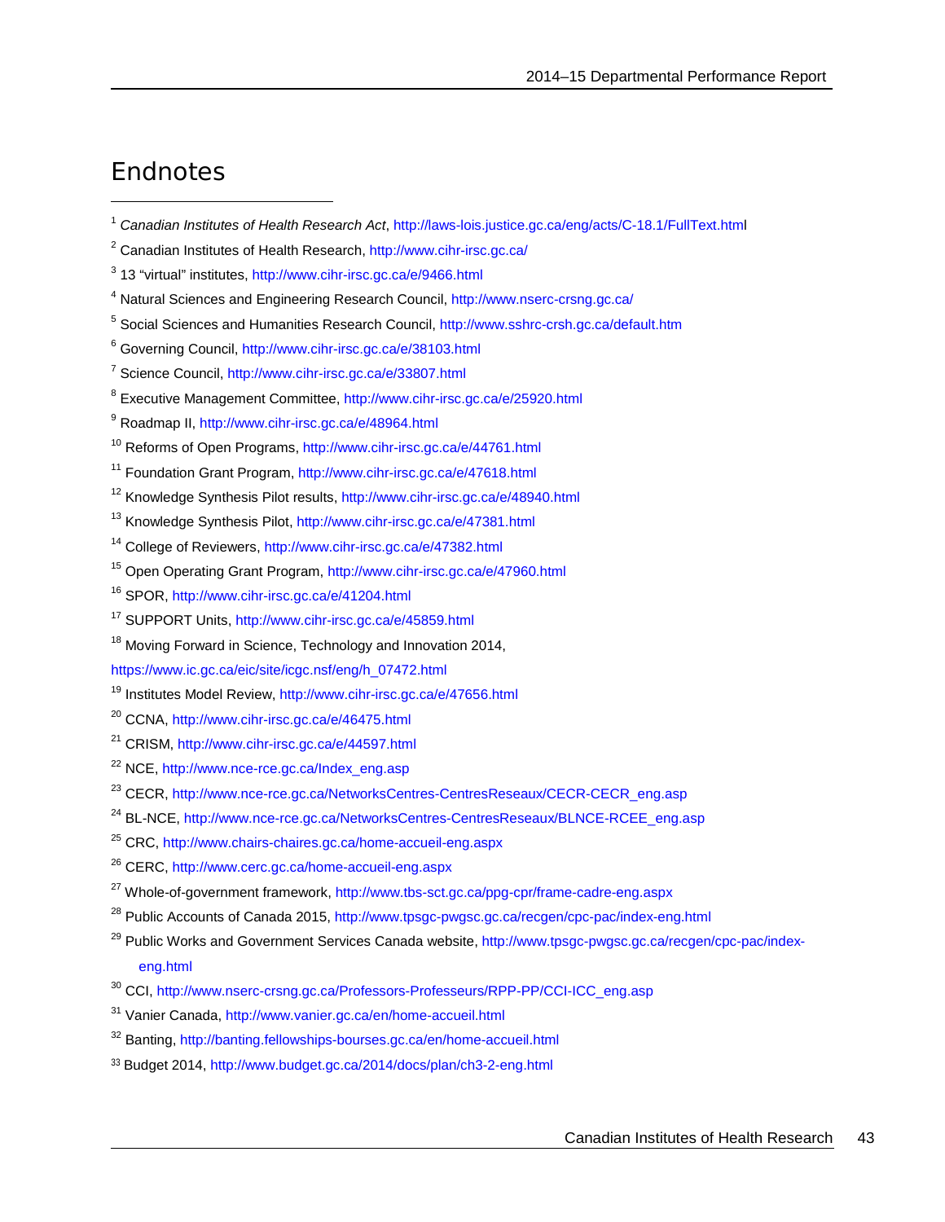# Endnotes

[1] *Canadian Institutes of Health Research Act*, http://laws-lois.justice.gc.ca/eng/acts/C-18.1/FullText.html

[2] Canadian Institutes of Health Research, http://www.cihr-irsc.gc.ca/

[3] 13 “virtual” institutes, http://www.cihr-irsc.gc.ca/e/9466.html

[4] Natural Sciences and Engineering Research Council, http://www.nserc-crsng.gc.ca/

[5] Social Sciences and Humanities Research Council, http://www.sshrc-crsh.gc.ca/default.htm

[6] Governing Council, http://www.cihr-irsc.gc.ca/e/38103.html

[7] Science Council, http://www.cihr-irsc.gc.ca/e/33807.html

[8] Executive Management Committee, http://www.cihr-irsc.gc.ca/e/25920.html

[9] Roadmap II, http://www.cihr-irsc.gc.ca/e/48964.html

[10] Reforms of Open Programs, http://www.cihr-irsc.gc.ca/e/44761.html

[11] Foundation Grant Program, http://www.cihr-irsc.gc.ca/e/47618.html

[12] Knowledge Synthesis Pilot results, http://www.cihr-irsc.gc.ca/e/48940.html

[13] Knowledge Synthesis Pilot, http://www.cihr-irsc.gc.ca/e/47381.html

[14] College of Reviewers, http://www.cihr-irsc.gc.ca/e/47382.html

[15] Open Operating Grant Program, http://www.cihr-irsc.gc.ca/e/47960.html

[16] SPOR, http://www.cihr-irsc.gc.ca/e/41204.html

[17] SUPPORT Units, http://www.cihr-irsc.gc.ca/e/45859.html

[18] Moving Forward in Science, Technology and Innovation 2014, https://www.ic.gc.ca/eic/site/icgc.nsf/eng/h_07472.html

[19] Institutes Model Review, http://www.cihr-irsc.gc.ca/e/47656.html

[20] CCNA, http://www.cihr-irsc.gc.ca/e/46475.html

[21] CRISM, http://www.cihr-irsc.gc.ca/e/44597.html

[22] NCE, http://www.nce-rce.gc.ca/Index_eng.asp

[23] CECR, http://www.nce-rce.gc.ca/NetworksCentres-CentresReseaux/CECR-CECR_eng.asp

[24] BL-NCE, http://www.nce-rce.gc.ca/NetworksCentres-CentresReseaux/BLNCE-RCEE_eng.asp

[25] CRC, http://www.chairs-chaires.gc.ca/home-accueil-eng.aspx

[26] CERC, http://www.cerc.gc.ca/home-accueil-eng.aspx

[27] Whole-of-government framework, http://www.tbs-sct.gc.ca/ppg-cpr/frame-cadre-eng.aspx

[28] Public Accounts of Canada 2015, http://www.tpsgc-pwgsc.gc.ca/recgen/cpc-pac/index-eng.html

[29] Public Works and Government Services Canada website, http://www.tpsgc-pwgsc.gc.ca/recgen/cpc-pac/index-eng.html

[30] CCI, http://www.nserc-crsng.gc.ca/Professors-Professeurs/RPP-PP/CCI-ICC_eng.asp

[31] Vanier Canada, http://www.vanier.gc.ca/en/home-accueil.html

[32] Banting, http://banting.fellowships-bourses.gc.ca/en/home-accueil.html

[33] Budget 2014, http://www.budget.gc.ca/2014/docs/plan/ch3-2-eng.html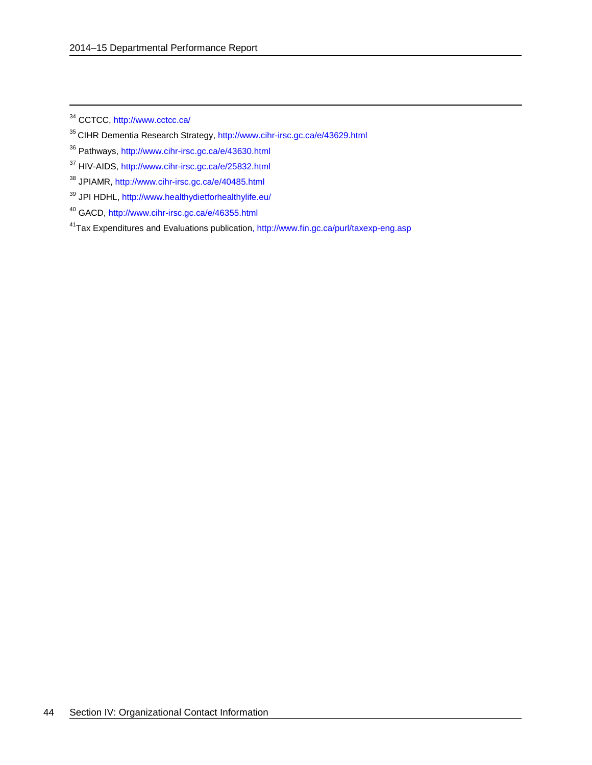[34] CCTCC, http://www.cctcc.ca/

[35] CIHR Dementia Research Strategy, http://www.cihr-irsc.gc.ca/e/43629.html

[36] Pathways, http://www.cihr-irsc.gc.ca/e/43630.html

[37] HIV-AIDS, http://www.cihr-irsc.gc.ca/e/25832.html

[38] JPIAMR, http://www.cihr-irsc.gc.ca/e/40485.html

[39] JPI HDHL, http://www.healthydietforhealthylife.eu/

[40] GACD, http://www.cihr-irsc.gc.ca/e/46355.html

[41] Tax Expenditures and Evaluations publication, http://www.fin.gc.ca/purl/taxexp-eng.asp